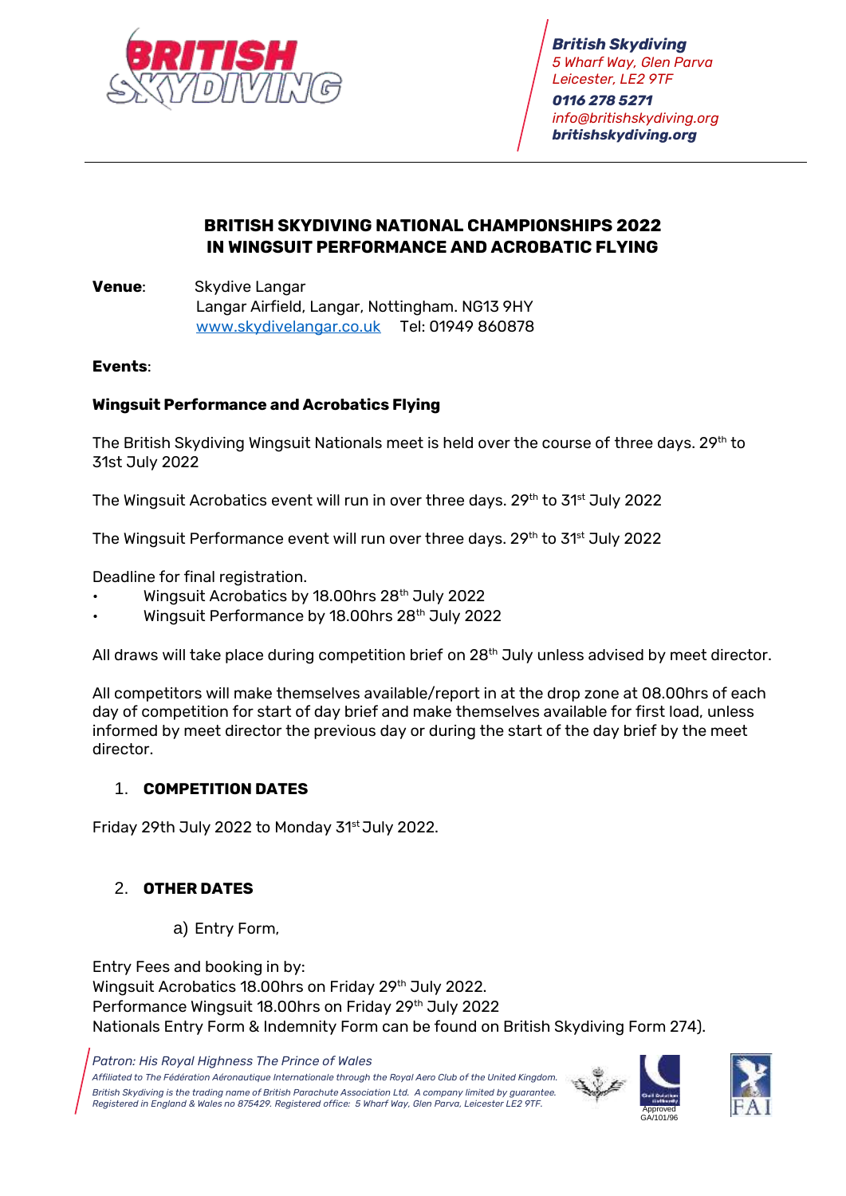*British Skydiving*
*5 Wharf Way, Glen Parva*
*Leicester, LE2 9TF*
***0116 278 5271***
*info@britishskydiving.org*
***britishskydiving.org***

## BRITISH SKYDIVING NATIONAL CHAMPIONSHIPS 2022 IN WINGSUIT PERFORMANCE AND ACROBATIC FLYING

**Venue**: Skydive Langar
Langar Airfield, Langar, Nottingham. NG13 9HY
www.skydivelangar.co.uk Tel: 01949 860878

**Events**:

**Wingsuit Performance and Acrobatics Flying**

The British Skydiving Wingsuit Nationals meet is held over the course of three days. 29th to 31st July 2022

The Wingsuit Acrobatics event will run in over three days. 29th to 31st July 2022

The Wingsuit Performance event will run over three days. 29th to 31st July 2022

Deadline for final registration.

- Wingsuit Acrobatics by 18.00hrs 28th July 2022
- Wingsuit Performance by 18.00hrs 28th July 2022

All draws will take place during competition brief on 28th July unless advised by meet director.

All competitors will make themselves available/report in at the drop zone at 08.00hrs of each day of competition for start of day brief and make themselves available for first load, unless informed by meet director the previous day or during the start of the day brief by the meet director.

### 1. COMPETITION DATES

Friday 29th July 2022 to Monday 31st July 2022.

### 2. OTHER DATES

a) Entry Form,

Entry Fees and booking in by:
Wingsuit Acrobatics 18.00hrs on Friday 29th July 2022.
Performance Wingsuit 18.00hrs on Friday 29th July 2022
Nationals Entry Form & Indemnity Form can be found on British Skydiving Form 274).

*Patron: His Royal Highness The Prince of Wales*
*Affiliated to The Fédération Aéronautique Internationale through the Royal Aero Club of the United Kingdom.*
*British Skydiving is the trading name of British Parachute Association Ltd. A company limited by guarantee. Registered in England & Wales no 875429. Registered office: 5 Wharf Way, Glen Parva, Leicester LE2 9TF.*
Approved GA/101/96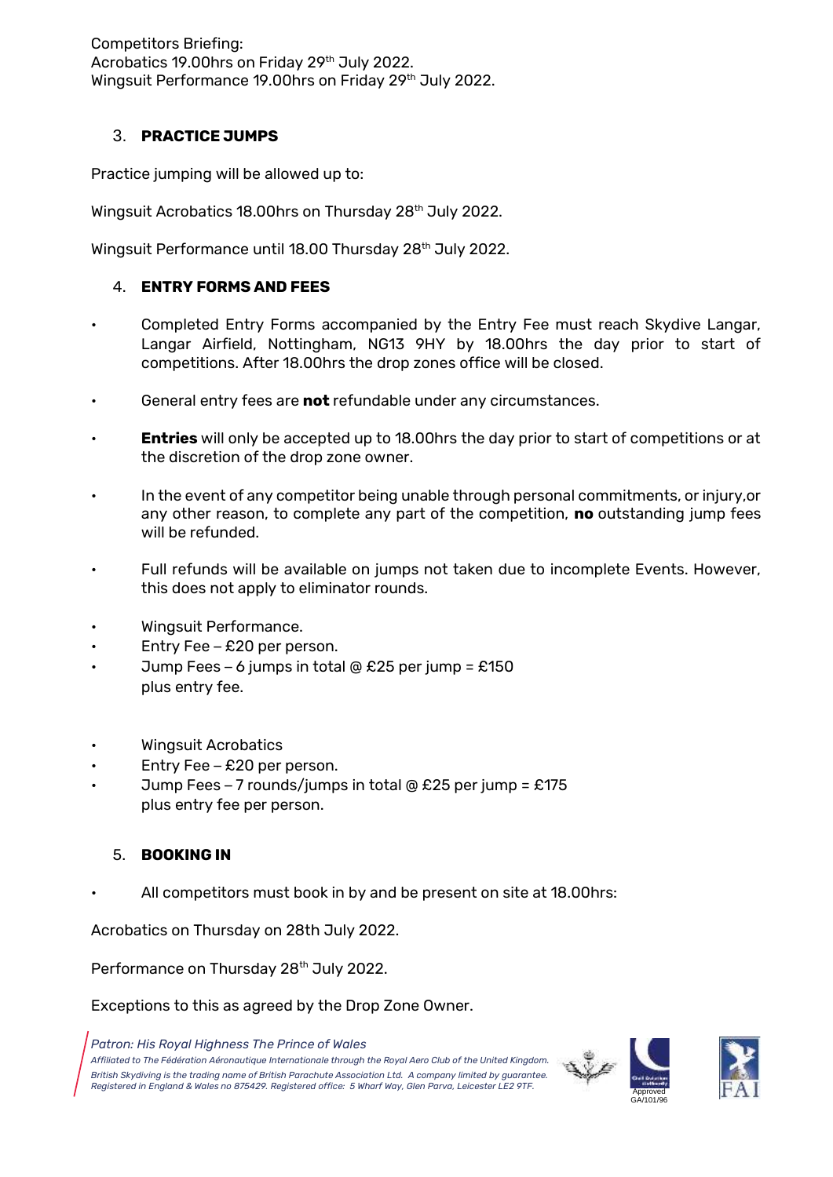Competitors Briefing:
Acrobatics 19.00hrs on Friday 29th July 2022.
Wingsuit Performance 19.00hrs on Friday 29th July 2022.

## 3. PRACTICE JUMPS

Practice jumping will be allowed up to:

Wingsuit Acrobatics 18.00hrs on Thursday 28th July 2022.

Wingsuit Performance until 18.00 Thursday 28th July 2022.

## 4. ENTRY FORMS AND FEES

- Completed Entry Forms accompanied by the Entry Fee must reach Skydive Langar, Langar Airfield, Nottingham, NG13 9HY by 18.00hrs the day prior to start of competitions. After 18.00hrs the drop zones office will be closed.
- General entry fees are **not** refundable under any circumstances.
- **Entries** will only be accepted up to 18.00hrs the day prior to start of competitions or at the discretion of the drop zone owner.
- In the event of any competitor being unable through personal commitments, or injury,or any other reason, to complete any part of the competition, **no** outstanding jump fees will be refunded.
- Full refunds will be available on jumps not taken due to incomplete Events. However, this does not apply to eliminator rounds.
- Wingsuit Performance.
- Entry Fee – £20 per person.
- Jump Fees – 6 jumps in total @ £25 per jump = £150 plus entry fee.

- Wingsuit Acrobatics
- Entry Fee – £20 per person.
- Jump Fees – 7 rounds/jumps in total @ £25 per jump = £175 plus entry fee per person.

## 5. BOOKING IN

- All competitors must book in by and be present on site at 18.00hrs:

Acrobatics on Thursday on 28th July 2022.

Performance on Thursday 28th July 2022.

Exceptions to this as agreed by the Drop Zone Owner.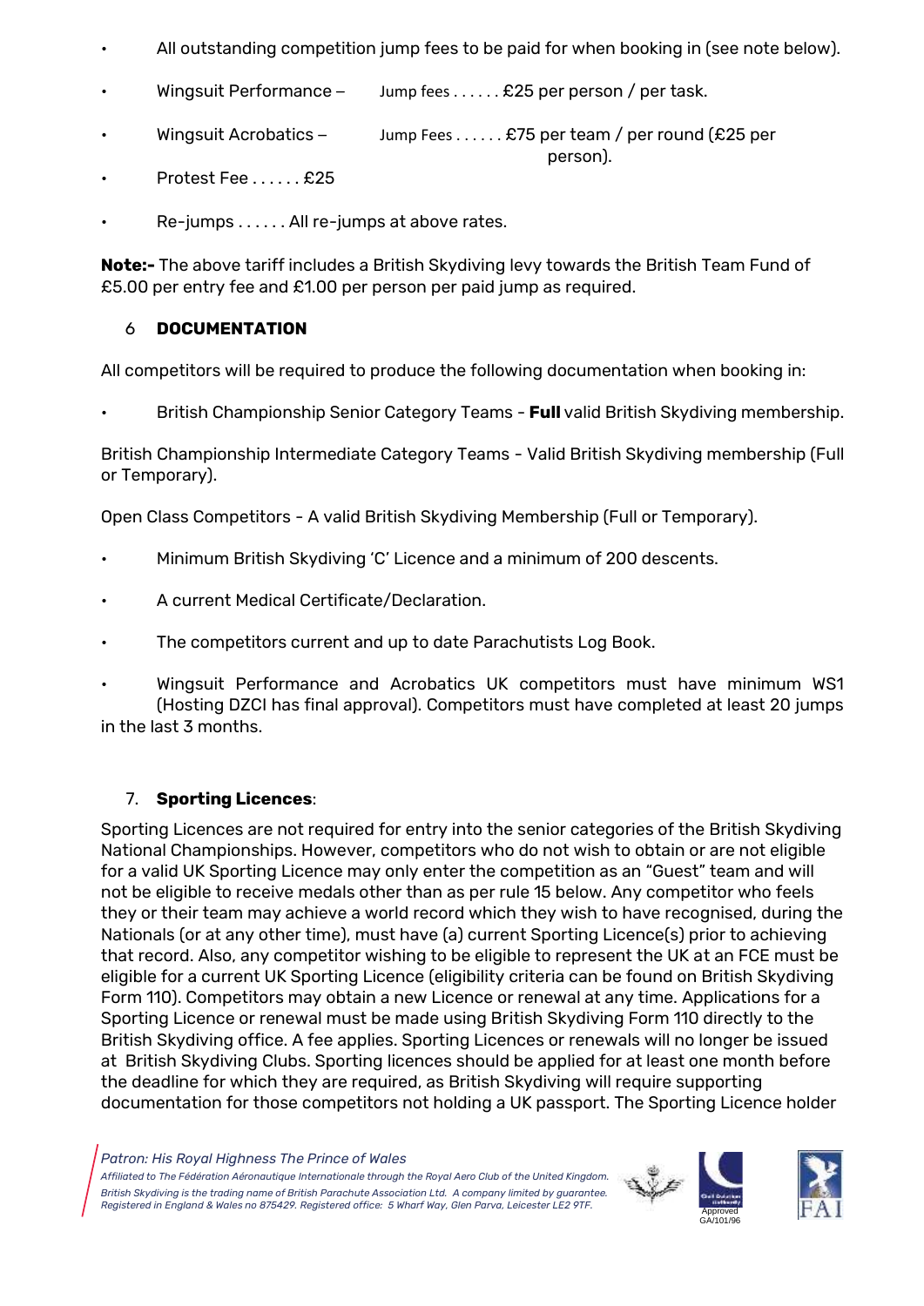- All outstanding competition jump fees to be paid for when booking in (see note below).
- Wingsuit Performance – Jump fees . . . . . . £25 per person / per task.
- Wingsuit Acrobatics – Jump Fees . . . . . . £75 per team / per round (£25 per person).
- Protest Fee . . . . . . £25
- Re-jumps . . . . . . All re-jumps at above rates.

**Note:-** The above tariff includes a British Skydiving levy towards the British Team Fund of £5.00 per entry fee and £1.00 per person per paid jump as required.

## 6 DOCUMENTATION

All competitors will be required to produce the following documentation when booking in:

- British Championship Senior Category Teams - **Full** valid British Skydiving membership.

British Championship Intermediate Category Teams - Valid British Skydiving membership (Full or Temporary).

Open Class Competitors - A valid British Skydiving Membership (Full or Temporary).

- Minimum British Skydiving 'C' Licence and a minimum of 200 descents.
- A current Medical Certificate/Declaration.
- The competitors current and up to date Parachutists Log Book.
- Wingsuit Performance and Acrobatics UK competitors must have minimum WS1 (Hosting DZCI has final approval). Competitors must have completed at least 20 jumps in the last 3 months.

## 7. Sporting Licences:

Sporting Licences are not required for entry into the senior categories of the British Skydiving National Championships. However, competitors who do not wish to obtain or are not eligible for a valid UK Sporting Licence may only enter the competition as an "Guest" team and will not be eligible to receive medals other than as per rule 15 below. Any competitor who feels they or their team may achieve a world record which they wish to have recognised, during the Nationals (or at any other time), must have (a) current Sporting Licence(s) prior to achieving that record. Also, any competitor wishing to be eligible to represent the UK at an FCE must be eligible for a current UK Sporting Licence (eligibility criteria can be found on British Skydiving Form 110). Competitors may obtain a new Licence or renewal at any time. Applications for a Sporting Licence or renewal must be made using British Skydiving Form 110 directly to the British Skydiving office. A fee applies. Sporting Licences or renewals will no longer be issued at British Skydiving Clubs. Sporting licences should be applied for at least one month before the deadline for which they are required, as British Skydiving will require supporting documentation for those competitors not holding a UK passport. The Sporting Licence holder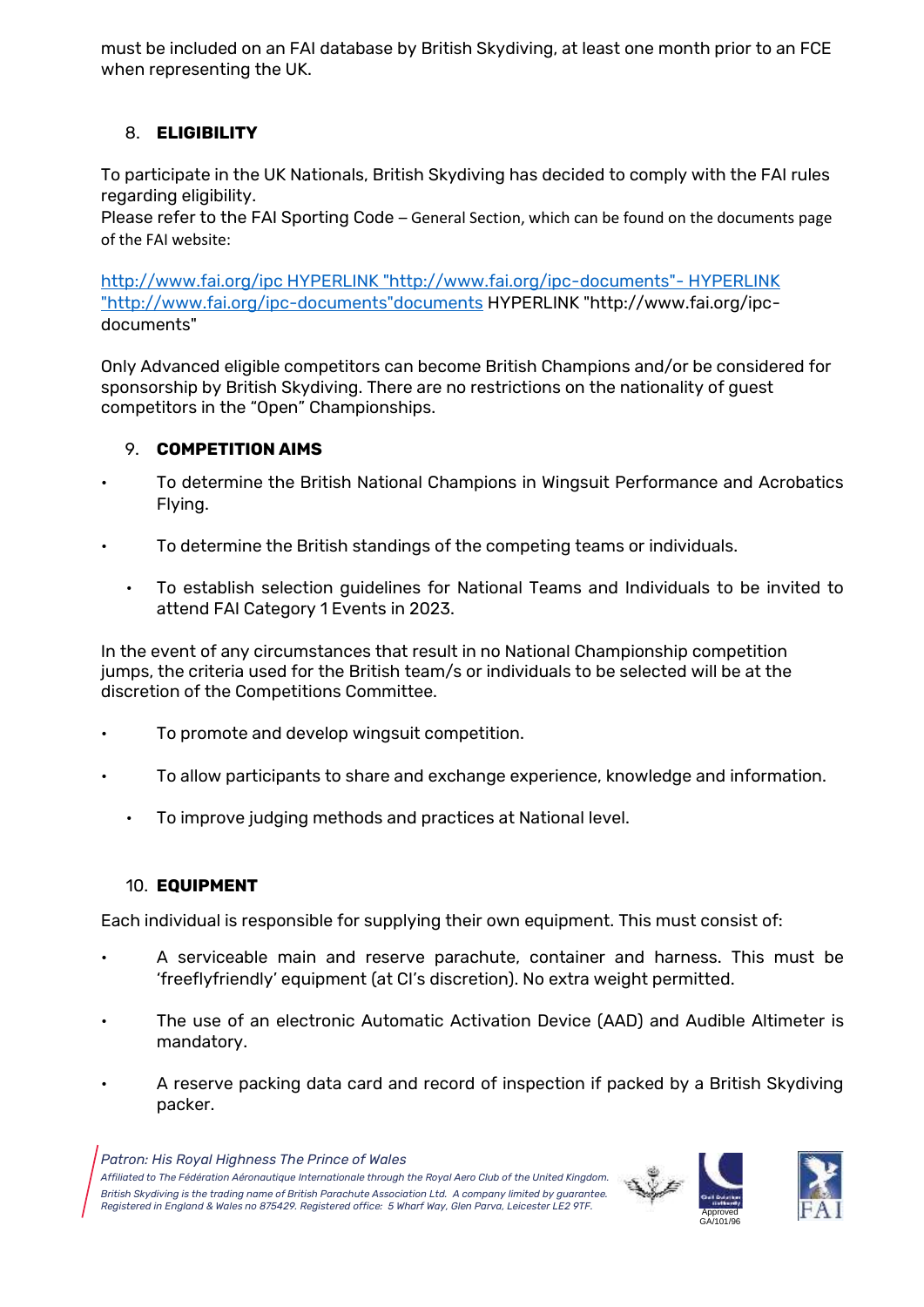must be included on an FAI database by British Skydiving, at least one month prior to an FCE when representing the UK.

## 8. ELIGIBILITY

To participate in the UK Nationals, British Skydiving has decided to comply with the FAI rules regarding eligibility.
Please refer to the FAI Sporting Code – General Section, which can be found on the documents page of the FAI website:

http://www.fai.org/ipc HYPERLINK "http://www.fai.org/ipc-documents"- HYPERLINK "http://www.fai.org/ipc-documents"documents HYPERLINK "http://www.fai.org/ipc-documents"

Only Advanced eligible competitors can become British Champions and/or be considered for sponsorship by British Skydiving. There are no restrictions on the nationality of guest competitors in the “Open” Championships.

## 9. COMPETITION AIMS

- To determine the British National Champions in Wingsuit Performance and Acrobatics Flying.
- To determine the British standings of the competing teams or individuals.
- To establish selection guidelines for National Teams and Individuals to be invited to attend FAI Category 1 Events in 2023.

In the event of any circumstances that result in no National Championship competition jumps, the criteria used for the British team/s or individuals to be selected will be at the discretion of the Competitions Committee.

- To promote and develop wingsuit competition.
- To allow participants to share and exchange experience, knowledge and information.
- To improve judging methods and practices at National level.

## 10. EQUIPMENT

Each individual is responsible for supplying their own equipment. This must consist of:

- A serviceable main and reserve parachute, container and harness. This must be ‘freeflyfriendly’ equipment (at CI’s discretion). No extra weight permitted.
- The use of an electronic Automatic Activation Device (AAD) and Audible Altimeter is mandatory.
- A reserve packing data card and record of inspection if packed by a British Skydiving packer.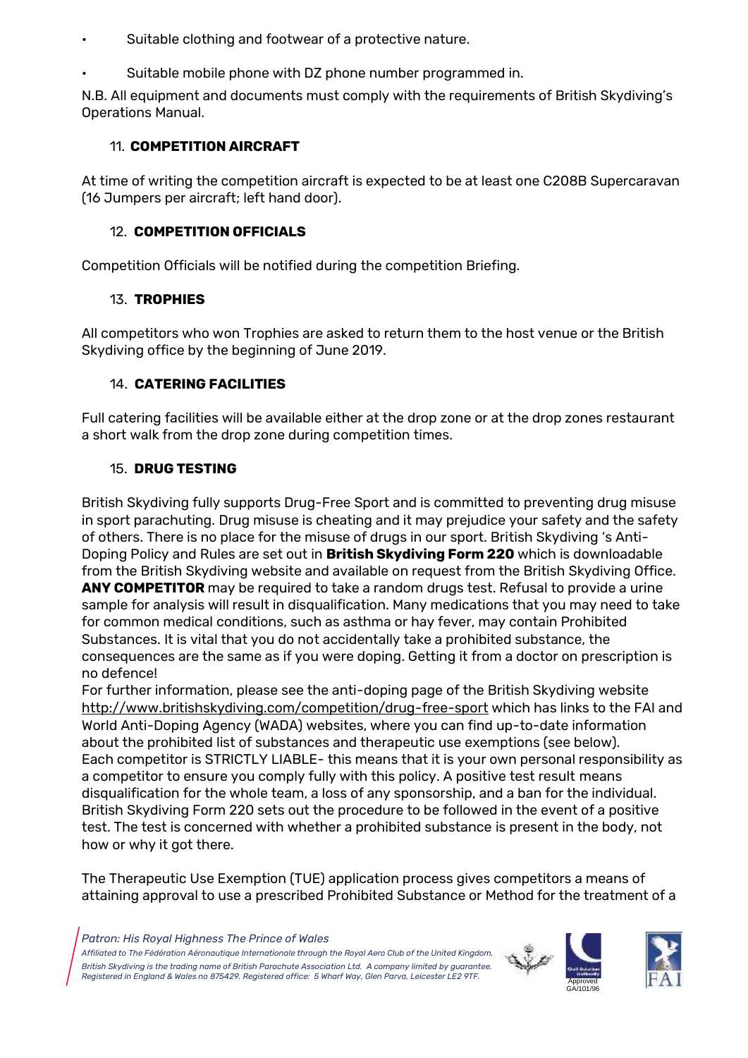- Suitable clothing and footwear of a protective nature.
- Suitable mobile phone with DZ phone number programmed in.

N.B. All equipment and documents must comply with the requirements of British Skydiving's Operations Manual.

## 11. COMPETITION AIRCRAFT

At time of writing the competition aircraft is expected to be at least one C208B Supercaravan (16 Jumpers per aircraft; left hand door).

## 12. COMPETITION OFFICIALS

Competition Officials will be notified during the competition Briefing.

## 13. TROPHIES

All competitors who won Trophies are asked to return them to the host venue or the British Skydiving office by the beginning of June 2019.

## 14. CATERING FACILITIES

Full catering facilities will be available either at the drop zone or at the drop zones restaurant a short walk from the drop zone during competition times.

## 15. DRUG TESTING

British Skydiving fully supports Drug-Free Sport and is committed to preventing drug misuse in sport parachuting. Drug misuse is cheating and it may prejudice your safety and the safety of others. There is no place for the misuse of drugs in our sport. British Skydiving 's Anti-Doping Policy and Rules are set out in **British Skydiving Form 220** which is downloadable from the British Skydiving website and available on request from the British Skydiving Office. **ANY COMPETITOR** may be required to take a random drugs test. Refusal to provide a urine sample for analysis will result in disqualification. Many medications that you may need to take for common medical conditions, such as asthma or hay fever, may contain Prohibited Substances. It is vital that you do not accidentally take a prohibited substance, the consequences are the same as if you were doping. Getting it from a doctor on prescription is no defence!
For further information, please see the anti-doping page of the British Skydiving website http://www.britishskydiving.com/competition/drug-free-sport which has links to the FAI and World Anti-Doping Agency (WADA) websites, where you can find up-to-date information about the prohibited list of substances and therapeutic use exemptions (see below).
Each competitor is STRICTLY LIABLE- this means that it is your own personal responsibility as a competitor to ensure you comply fully with this policy. A positive test result means disqualification for the whole team, a loss of any sponsorship, and a ban for the individual. British Skydiving Form 220 sets out the procedure to be followed in the event of a positive test. The test is concerned with whether a prohibited substance is present in the body, not how or why it got there.

The Therapeutic Use Exemption (TUE) application process gives competitors a means of attaining approval to use a prescribed Prohibited Substance or Method for the treatment of a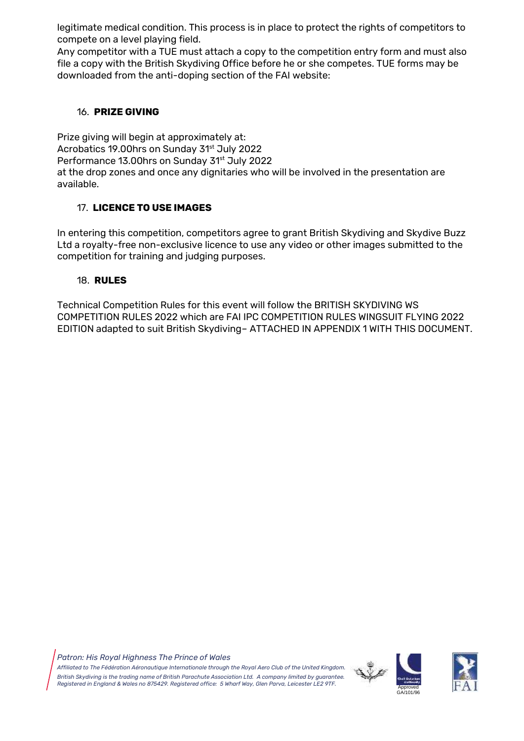legitimate medical condition. This process is in place to protect the rights of competitors to compete on a level playing field.

Any competitor with a TUE must attach a copy to the competition entry form and must also file a copy with the British Skydiving Office before he or she competes. TUE forms may be downloaded from the anti-doping section of the FAI website:

## 16. **PRIZE GIVING**

Prize giving will begin at approximately at:
Acrobatics 19.00hrs on Sunday 31st July 2022
Performance 13.00hrs on Sunday 31st July 2022
at the drop zones and once any dignitaries who will be involved in the presentation are available.

## 17. **LICENCE TO USE IMAGES**

In entering this competition, competitors agree to grant British Skydiving and Skydive Buzz Ltd a royalty-free non-exclusive licence to use any video or other images submitted to the competition for training and judging purposes.

## 18. **RULES**

Technical Competition Rules for this event will follow the BRITISH SKYDIVING WS COMPETITION RULES 2022 which are FAI IPC COMPETITION RULES WINGSUIT FLYING 2022 EDITION adapted to suit British Skydiving– ATTACHED IN APPENDIX 1 WITH THIS DOCUMENT.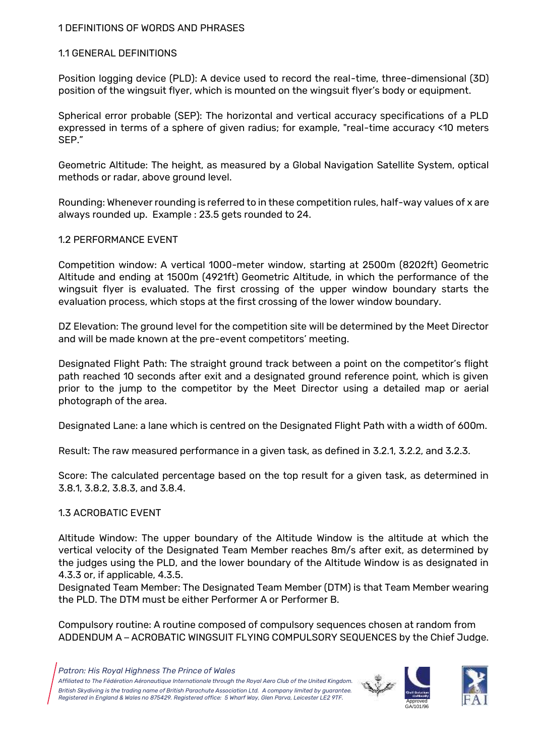# 1 DEFINITIONS OF WORDS AND PHRASES

## 1.1 GENERAL DEFINITIONS

Position logging device (PLD): A device used to record the real-time, three-dimensional (3D) position of the wingsuit flyer, which is mounted on the wingsuit flyer's body or equipment.

Spherical error probable (SEP): The horizontal and vertical accuracy specifications of a PLD expressed in terms of a sphere of given radius; for example, "real-time accuracy <10 meters SEP."

Geometric Altitude: The height, as measured by a Global Navigation Satellite System, optical methods or radar, above ground level.

Rounding: Whenever rounding is referred to in these competition rules, half-way values of x are always rounded up. Example : 23.5 gets rounded to 24.

## 1.2 PERFORMANCE EVENT

Competition window: A vertical 1000-meter window, starting at 2500m (8202ft) Geometric Altitude and ending at 1500m (4921ft) Geometric Altitude, in which the performance of the wingsuit flyer is evaluated. The first crossing of the upper window boundary starts the evaluation process, which stops at the first crossing of the lower window boundary.

DZ Elevation: The ground level for the competition site will be determined by the Meet Director and will be made known at the pre-event competitors' meeting.

Designated Flight Path: The straight ground track between a point on the competitor's flight path reached 10 seconds after exit and a designated ground reference point, which is given prior to the jump to the competitor by the Meet Director using a detailed map or aerial photograph of the area.

Designated Lane: a lane which is centred on the Designated Flight Path with a width of 600m.

Result: The raw measured performance in a given task, as defined in 3.2.1, 3.2.2, and 3.2.3.

Score: The calculated percentage based on the top result for a given task, as determined in 3.8.1, 3.8.2, 3.8.3, and 3.8.4.

## 1.3 ACROBATIC EVENT

Altitude Window: The upper boundary of the Altitude Window is the altitude at which the vertical velocity of the Designated Team Member reaches 8m/s after exit, as determined by the judges using the PLD, and the lower boundary of the Altitude Window is as designated in 4.3.3 or, if applicable, 4.3.5.

Designated Team Member: The Designated Team Member (DTM) is that Team Member wearing the PLD. The DTM must be either Performer A or Performer B.

Compulsory routine: A routine composed of compulsory sequences chosen at random from ADDENDUM A – ACROBATIC WINGSUIT FLYING COMPULSORY SEQUENCES by the Chief Judge.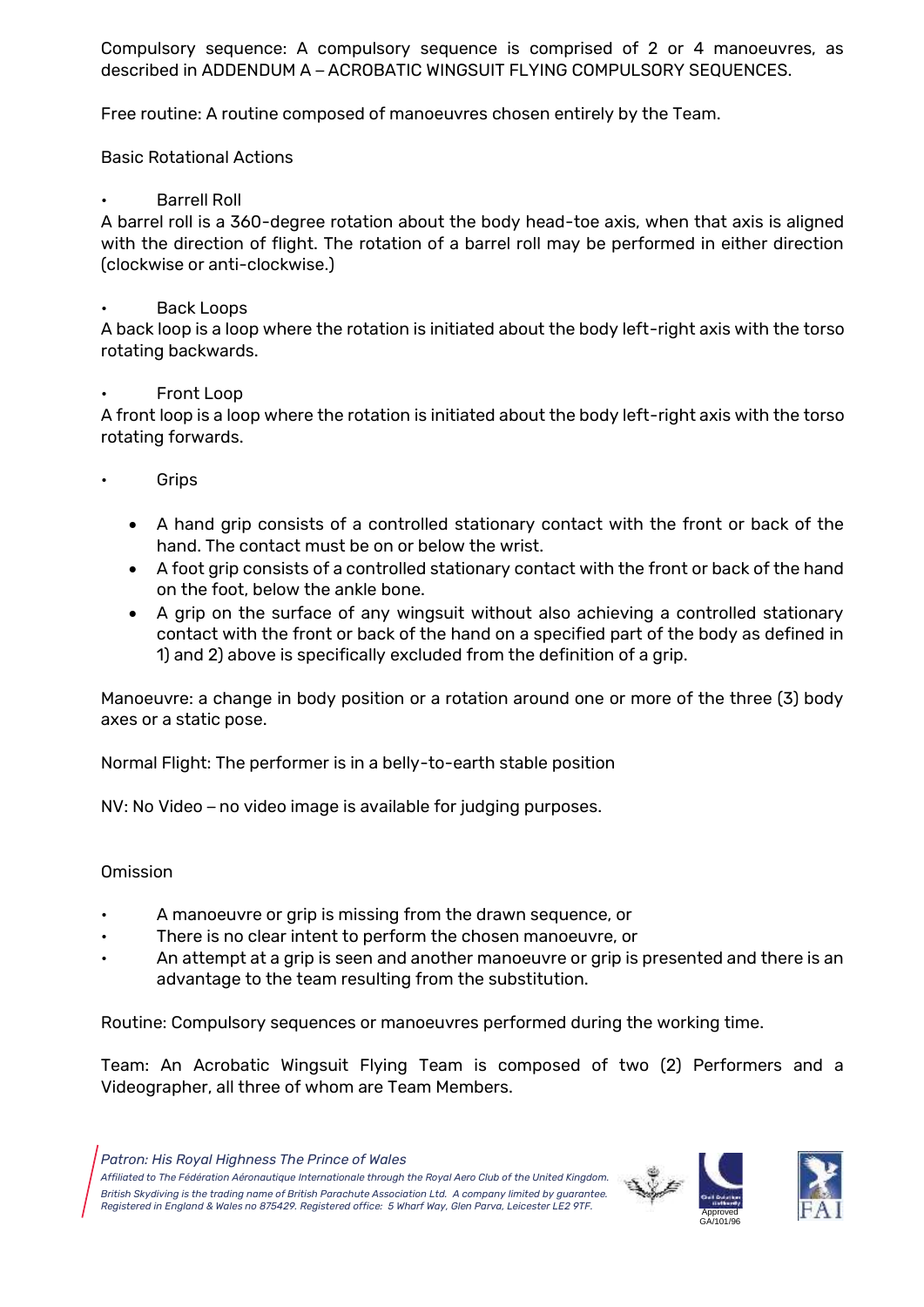Compulsory sequence: A compulsory sequence is comprised of 2 or 4 manoeuvres, as described in ADDENDUM A – ACROBATIC WINGSUIT FLYING COMPULSORY SEQUENCES.

Free routine: A routine composed of manoeuvres chosen entirely by the Team.

Basic Rotational Actions

- Barrell Roll

A barrel roll is a 360-degree rotation about the body head-toe axis, when that axis is aligned with the direction of flight. The rotation of a barrel roll may be performed in either direction (clockwise or anti-clockwise.)

- Back Loops

A back loop is a loop where the rotation is initiated about the body left-right axis with the torso rotating backwards.

- Front Loop

A front loop is a loop where the rotation is initiated about the body left-right axis with the torso rotating forwards.

- Grips
  - A hand grip consists of a controlled stationary contact with the front or back of the hand. The contact must be on or below the wrist.
  - A foot grip consists of a controlled stationary contact with the front or back of the hand on the foot, below the ankle bone.
  - A grip on the surface of any wingsuit without also achieving a controlled stationary contact with the front or back of the hand on a specified part of the body as defined in 1) and 2) above is specifically excluded from the definition of a grip.

Manoeuvre: a change in body position or a rotation around one or more of the three (3) body axes or a static pose.

Normal Flight: The performer is in a belly-to-earth stable position

NV: No Video – no video image is available for judging purposes.

Omission

- A manoeuvre or grip is missing from the drawn sequence, or
- There is no clear intent to perform the chosen manoeuvre, or
- An attempt at a grip is seen and another manoeuvre or grip is presented and there is an advantage to the team resulting from the substitution.

Routine: Compulsory sequences or manoeuvres performed during the working time.

Team: An Acrobatic Wingsuit Flying Team is composed of two (2) Performers and a Videographer, all three of whom are Team Members.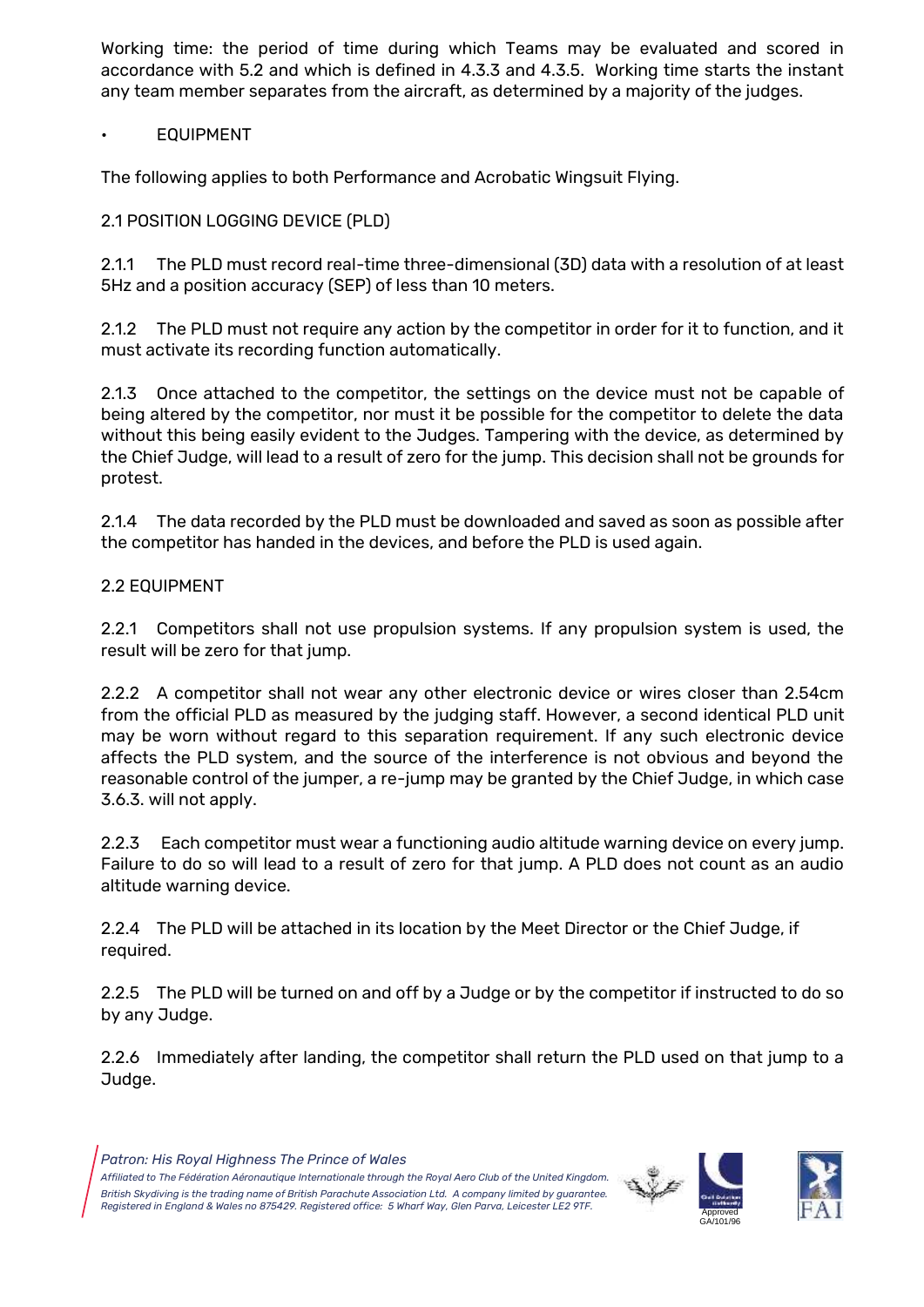Working time: the period of time during which Teams may be evaluated and scored in accordance with 5.2 and which is defined in 4.3.3 and 4.3.5. Working time starts the instant any team member separates from the aircraft, as determined by a majority of the judges.

- EQUIPMENT

The following applies to both Performance and Acrobatic Wingsuit Flying.

## 2.1 POSITION LOGGING DEVICE (PLD)

2.1.1 The PLD must record real-time three-dimensional (3D) data with a resolution of at least 5Hz and a position accuracy (SEP) of less than 10 meters.

2.1.2 The PLD must not require any action by the competitor in order for it to function, and it must activate its recording function automatically.

2.1.3 Once attached to the competitor, the settings on the device must not be capable of being altered by the competitor, nor must it be possible for the competitor to delete the data without this being easily evident to the Judges. Tampering with the device, as determined by the Chief Judge, will lead to a result of zero for the jump. This decision shall not be grounds for protest.

2.1.4 The data recorded by the PLD must be downloaded and saved as soon as possible after the competitor has handed in the devices, and before the PLD is used again.

## 2.2 EQUIPMENT

2.2.1 Competitors shall not use propulsion systems. If any propulsion system is used, the result will be zero for that jump.

2.2.2 A competitor shall not wear any other electronic device or wires closer than 2.54cm from the official PLD as measured by the judging staff. However, a second identical PLD unit may be worn without regard to this separation requirement. If any such electronic device affects the PLD system, and the source of the interference is not obvious and beyond the reasonable control of the jumper, a re-jump may be granted by the Chief Judge, in which case 3.6.3. will not apply.

2.2.3 Each competitor must wear a functioning audio altitude warning device on every jump. Failure to do so will lead to a result of zero for that jump. A PLD does not count as an audio altitude warning device.

2.2.4 The PLD will be attached in its location by the Meet Director or the Chief Judge, if required.

2.2.5 The PLD will be turned on and off by a Judge or by the competitor if instructed to do so by any Judge.

2.2.6 Immediately after landing, the competitor shall return the PLD used on that jump to a Judge.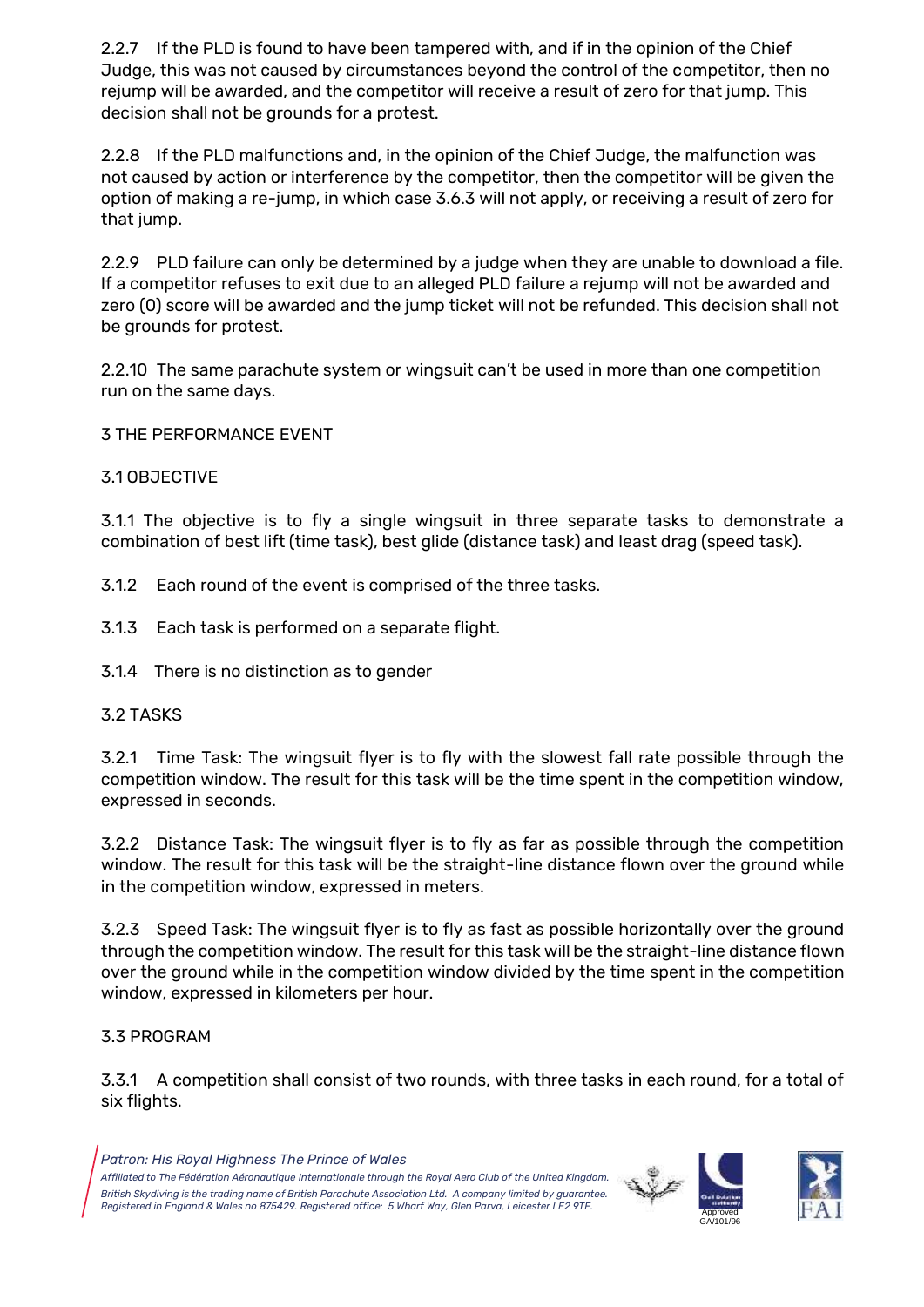2.2.7 If the PLD is found to have been tampered with, and if in the opinion of the Chief Judge, this was not caused by circumstances beyond the control of the competitor, then no rejump will be awarded, and the competitor will receive a result of zero for that jump. This decision shall not be grounds for a protest.

2.2.8 If the PLD malfunctions and, in the opinion of the Chief Judge, the malfunction was not caused by action or interference by the competitor, then the competitor will be given the option of making a re-jump, in which case 3.6.3 will not apply, or receiving a result of zero for that jump.

2.2.9 PLD failure can only be determined by a judge when they are unable to download a file. If a competitor refuses to exit due to an alleged PLD failure a rejump will not be awarded and zero (0) score will be awarded and the jump ticket will not be refunded. This decision shall not be grounds for protest.

2.2.10 The same parachute system or wingsuit can't be used in more than one competition run on the same days.

## 3 THE PERFORMANCE EVENT

### 3.1 OBJECTIVE

3.1.1 The objective is to fly a single wingsuit in three separate tasks to demonstrate a combination of best lift (time task), best glide (distance task) and least drag (speed task).

3.1.2 Each round of the event is comprised of the three tasks.

3.1.3 Each task is performed on a separate flight.

3.1.4 There is no distinction as to gender

### 3.2 TASKS

3.2.1 Time Task: The wingsuit flyer is to fly with the slowest fall rate possible through the competition window. The result for this task will be the time spent in the competition window, expressed in seconds.

3.2.2 Distance Task: The wingsuit flyer is to fly as far as possible through the competition window. The result for this task will be the straight-line distance flown over the ground while in the competition window, expressed in meters.

3.2.3 Speed Task: The wingsuit flyer is to fly as fast as possible horizontally over the ground through the competition window. The result for this task will be the straight-line distance flown over the ground while in the competition window divided by the time spent in the competition window, expressed in kilometers per hour.

### 3.3 PROGRAM

3.3.1 A competition shall consist of two rounds, with three tasks in each round, for a total of six flights.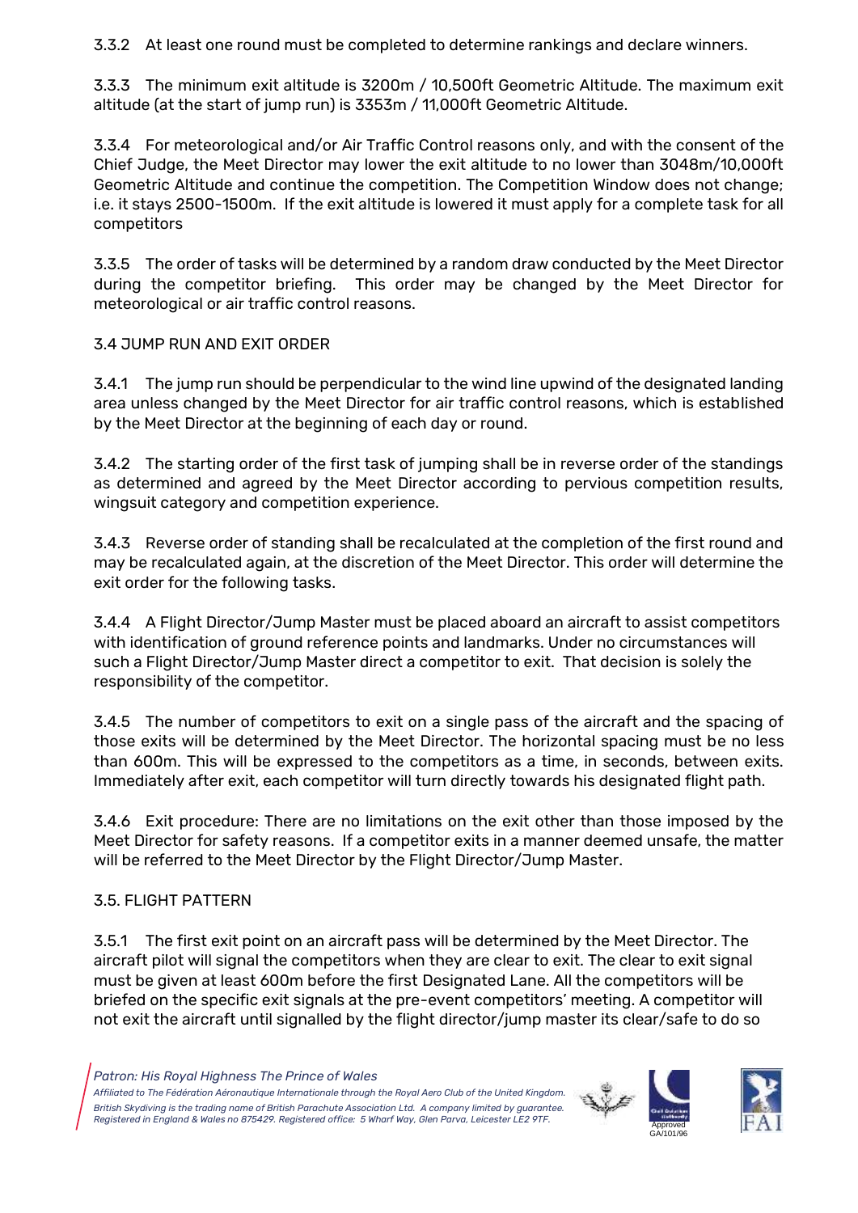3.3.2 At least one round must be completed to determine rankings and declare winners.

3.3.3 The minimum exit altitude is 3200m / 10,500ft Geometric Altitude. The maximum exit altitude (at the start of jump run) is 3353m / 11,000ft Geometric Altitude.

3.3.4 For meteorological and/or Air Traffic Control reasons only, and with the consent of the Chief Judge, the Meet Director may lower the exit altitude to no lower than 3048m/10,000ft Geometric Altitude and continue the competition. The Competition Window does not change; i.e. it stays 2500-1500m. If the exit altitude is lowered it must apply for a complete task for all competitors

3.3.5 The order of tasks will be determined by a random draw conducted by the Meet Director during the competitor briefing. This order may be changed by the Meet Director for meteorological or air traffic control reasons.

## 3.4 JUMP RUN AND EXIT ORDER

3.4.1 The jump run should be perpendicular to the wind line upwind of the designated landing area unless changed by the Meet Director for air traffic control reasons, which is established by the Meet Director at the beginning of each day or round.

3.4.2 The starting order of the first task of jumping shall be in reverse order of the standings as determined and agreed by the Meet Director according to pervious competition results, wingsuit category and competition experience.

3.4.3 Reverse order of standing shall be recalculated at the completion of the first round and may be recalculated again, at the discretion of the Meet Director. This order will determine the exit order for the following tasks.

3.4.4 A Flight Director/Jump Master must be placed aboard an aircraft to assist competitors with identification of ground reference points and landmarks. Under no circumstances will such a Flight Director/Jump Master direct a competitor to exit. That decision is solely the responsibility of the competitor.

3.4.5 The number of competitors to exit on a single pass of the aircraft and the spacing of those exits will be determined by the Meet Director. The horizontal spacing must be no less than 600m. This will be expressed to the competitors as a time, in seconds, between exits. Immediately after exit, each competitor will turn directly towards his designated flight path.

3.4.6 Exit procedure: There are no limitations on the exit other than those imposed by the Meet Director for safety reasons. If a competitor exits in a manner deemed unsafe, the matter will be referred to the Meet Director by the Flight Director/Jump Master.

## 3.5. FLIGHT PATTERN

3.5.1 The first exit point on an aircraft pass will be determined by the Meet Director. The aircraft pilot will signal the competitors when they are clear to exit. The clear to exit signal must be given at least 600m before the first Designated Lane. All the competitors will be briefed on the specific exit signals at the pre-event competitors' meeting. A competitor will not exit the aircraft until signalled by the flight director/jump master its clear/safe to do so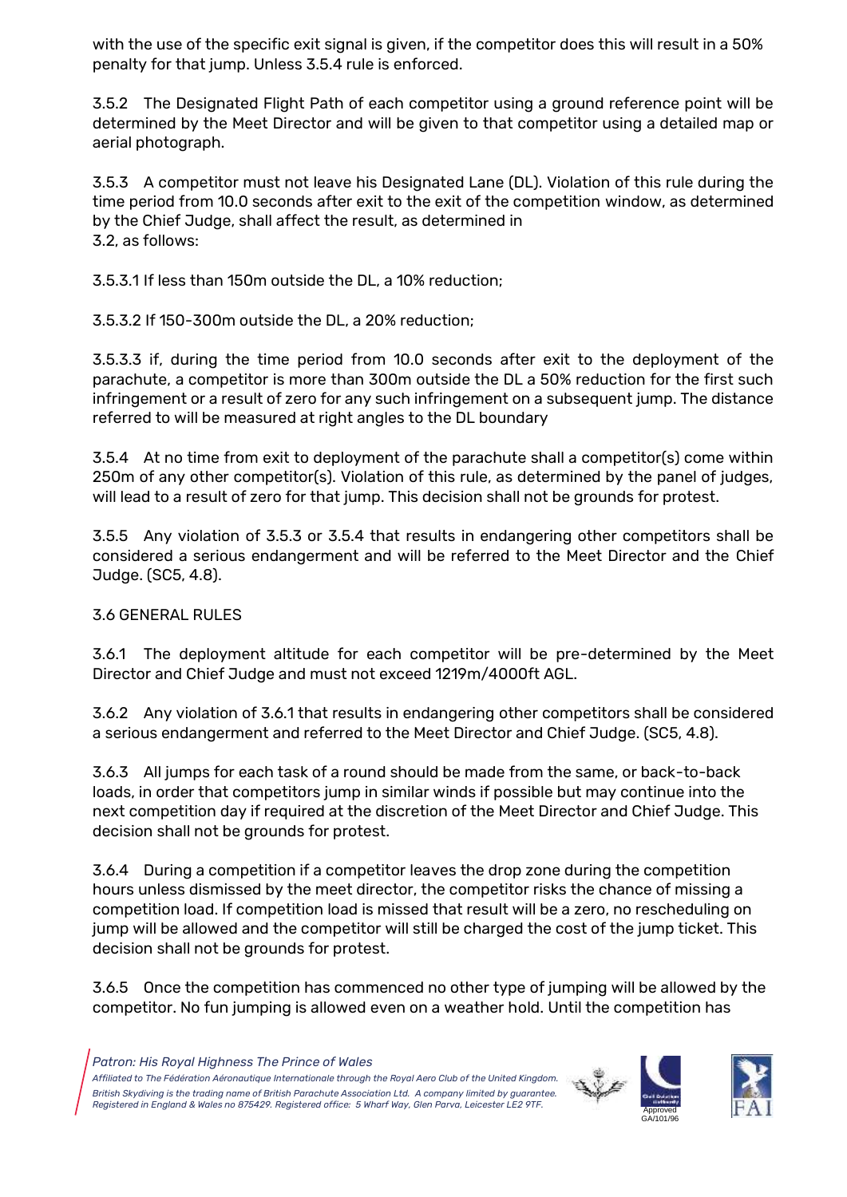with the use of the specific exit signal is given, if the competitor does this will result in a 50% penalty for that jump. Unless 3.5.4 rule is enforced.

3.5.2 The Designated Flight Path of each competitor using a ground reference point will be determined by the Meet Director and will be given to that competitor using a detailed map or aerial photograph.

3.5.3 A competitor must not leave his Designated Lane (DL). Violation of this rule during the time period from 10.0 seconds after exit to the exit of the competition window, as determined by the Chief Judge, shall affect the result, as determined in
3.2, as follows:

3.5.3.1 If less than 150m outside the DL, a 10% reduction;

3.5.3.2 If 150-300m outside the DL, a 20% reduction;

3.5.3.3 if, during the time period from 10.0 seconds after exit to the deployment of the parachute, a competitor is more than 300m outside the DL a 50% reduction for the first such infringement or a result of zero for any such infringement on a subsequent jump. The distance referred to will be measured at right angles to the DL boundary

3.5.4 At no time from exit to deployment of the parachute shall a competitor(s) come within 250m of any other competitor(s). Violation of this rule, as determined by the panel of judges, will lead to a result of zero for that jump. This decision shall not be grounds for protest.

3.5.5 Any violation of 3.5.3 or 3.5.4 that results in endangering other competitors shall be considered a serious endangerment and will be referred to the Meet Director and the Chief Judge. (SC5, 4.8).

## 3.6 GENERAL RULES

3.6.1 The deployment altitude for each competitor will be pre-determined by the Meet Director and Chief Judge and must not exceed 1219m/4000ft AGL.

3.6.2 Any violation of 3.6.1 that results in endangering other competitors shall be considered a serious endangerment and referred to the Meet Director and Chief Judge. (SC5, 4.8).

3.6.3 All jumps for each task of a round should be made from the same, or back-to-back loads, in order that competitors jump in similar winds if possible but may continue into the next competition day if required at the discretion of the Meet Director and Chief Judge. This decision shall not be grounds for protest.

3.6.4 During a competition if a competitor leaves the drop zone during the competition hours unless dismissed by the meet director, the competitor risks the chance of missing a competition load. If competition load is missed that result will be a zero, no rescheduling on jump will be allowed and the competitor will still be charged the cost of the jump ticket. This decision shall not be grounds for protest.

3.6.5 Once the competition has commenced no other type of jumping will be allowed by the competitor. No fun jumping is allowed even on a weather hold. Until the competition has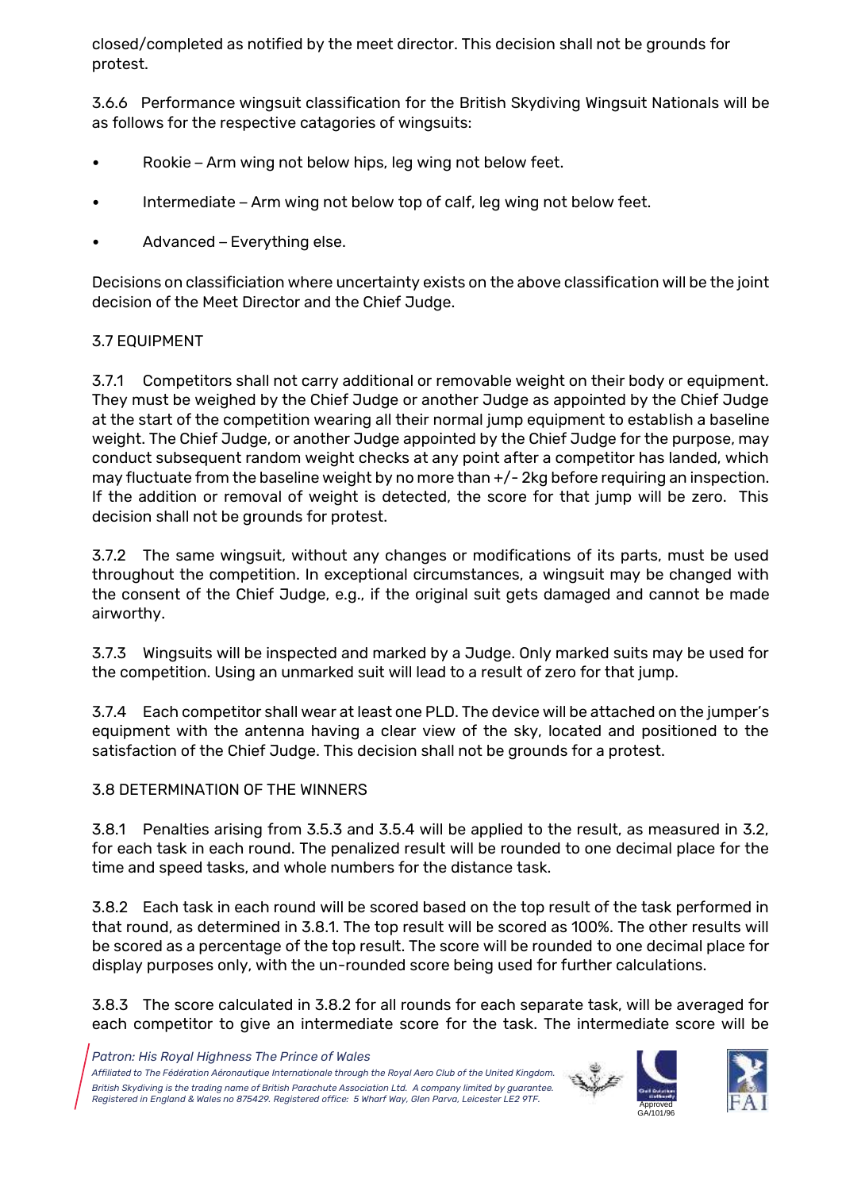closed/completed as notified by the meet director. This decision shall not be grounds for protest.

3.6.6 Performance wingsuit classification for the British Skydiving Wingsuit Nationals will be as follows for the respective catagories of wingsuits:

- Rookie – Arm wing not below hips, leg wing not below feet.
- Intermediate – Arm wing not below top of calf, leg wing not below feet.
- Advanced – Everything else.

Decisions on classificiation where uncertainty exists on the above classification will be the joint decision of the Meet Director and the Chief Judge.

## 3.7 EQUIPMENT

3.7.1 Competitors shall not carry additional or removable weight on their body or equipment. They must be weighed by the Chief Judge or another Judge as appointed by the Chief Judge at the start of the competition wearing all their normal jump equipment to establish a baseline weight. The Chief Judge, or another Judge appointed by the Chief Judge for the purpose, may conduct subsequent random weight checks at any point after a competitor has landed, which may fluctuate from the baseline weight by no more than +/- 2kg before requiring an inspection. If the addition or removal of weight is detected, the score for that jump will be zero. This decision shall not be grounds for protest.

3.7.2 The same wingsuit, without any changes or modifications of its parts, must be used throughout the competition. In exceptional circumstances, a wingsuit may be changed with the consent of the Chief Judge, e.g., if the original suit gets damaged and cannot be made airworthy.

3.7.3 Wingsuits will be inspected and marked by a Judge. Only marked suits may be used for the competition. Using an unmarked suit will lead to a result of zero for that jump.

3.7.4 Each competitor shall wear at least one PLD. The device will be attached on the jumper's equipment with the antenna having a clear view of the sky, located and positioned to the satisfaction of the Chief Judge. This decision shall not be grounds for a protest.

## 3.8 DETERMINATION OF THE WINNERS

3.8.1 Penalties arising from 3.5.3 and 3.5.4 will be applied to the result, as measured in 3.2, for each task in each round. The penalized result will be rounded to one decimal place for the time and speed tasks, and whole numbers for the distance task.

3.8.2 Each task in each round will be scored based on the top result of the task performed in that round, as determined in 3.8.1. The top result will be scored as 100%. The other results will be scored as a percentage of the top result. The score will be rounded to one decimal place for display purposes only, with the un-rounded score being used for further calculations.

3.8.3 The score calculated in 3.8.2 for all rounds for each separate task, will be averaged for each competitor to give an intermediate score for the task. The intermediate score will be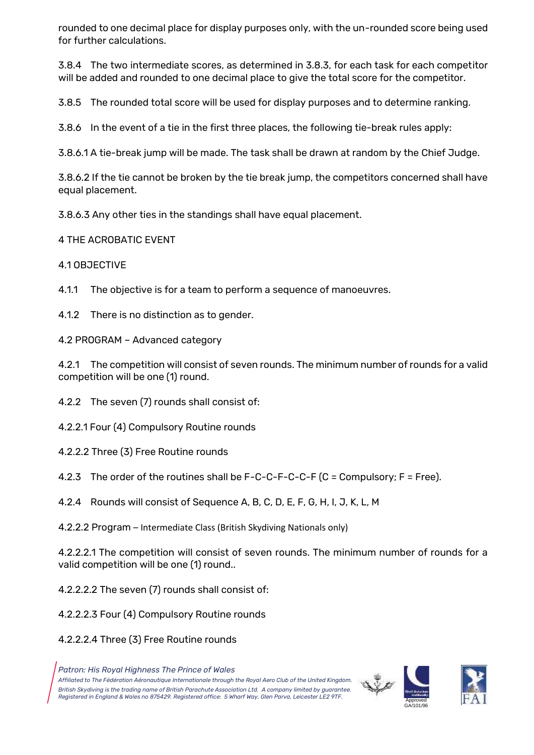rounded to one decimal place for display purposes only, with the un-rounded score being used for further calculations.

3.8.4 The two intermediate scores, as determined in 3.8.3, for each task for each competitor will be added and rounded to one decimal place to give the total score for the competitor.

3.8.5 The rounded total score will be used for display purposes and to determine ranking.

3.8.6 In the event of a tie in the first three places, the following tie-break rules apply:

3.8.6.1 A tie-break jump will be made. The task shall be drawn at random by the Chief Judge.

3.8.6.2 If the tie cannot be broken by the tie break jump, the competitors concerned shall have equal placement.

3.8.6.3 Any other ties in the standings shall have equal placement.

## 4 THE ACROBATIC EVENT

### 4.1 OBJECTIVE

4.1.1 The objective is for a team to perform a sequence of manoeuvres.

4.1.2 There is no distinction as to gender.

### 4.2 PROGRAM – Advanced category

4.2.1 The competition will consist of seven rounds. The minimum number of rounds for a valid competition will be one (1) round.

4.2.2 The seven (7) rounds shall consist of:

4.2.2.1 Four (4) Compulsory Routine rounds

4.2.2.2 Three (3) Free Routine rounds

4.2.3 The order of the routines shall be F-C-C-F-C-C-F (C = Compulsory; F = Free).

4.2.4 Rounds will consist of Sequence A, B, C, D, E, F, G, H, I, J, K, L, M

4.2.2.2 Program – Intermediate Class (British Skydiving Nationals only)

4.2.2.2.1 The competition will consist of seven rounds. The minimum number of rounds for a valid competition will be one (1) round..

4.2.2.2.2 The seven (7) rounds shall consist of:

4.2.2.2.3 Four (4) Compulsory Routine rounds

4.2.2.2.4 Three (3) Free Routine rounds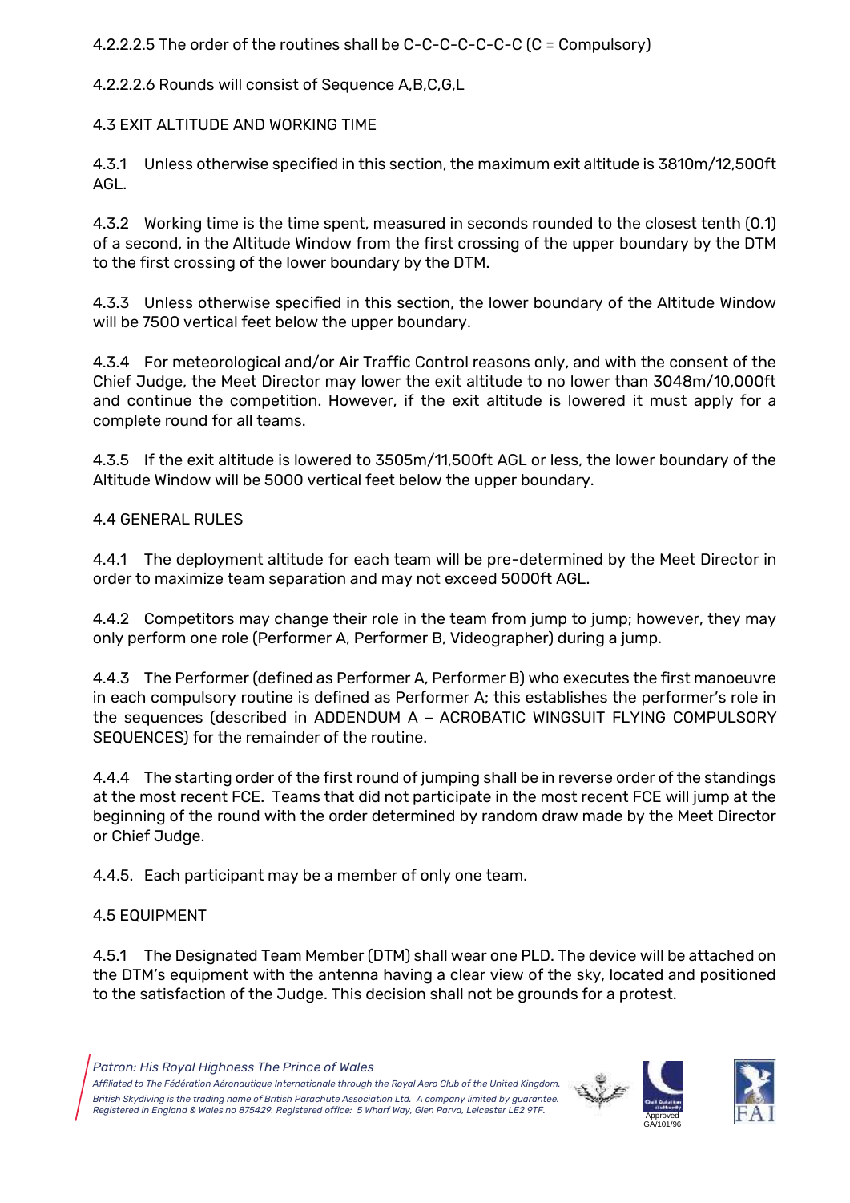4.2.2.2.5 The order of the routines shall be C-C-C-C-C-C-C (C = Compulsory)

4.2.2.2.6 Rounds will consist of Sequence A,B,C,G,L

## 4.3 EXIT ALTITUDE AND WORKING TIME

4.3.1 Unless otherwise specified in this section, the maximum exit altitude is 3810m/12,500ft AGL.

4.3.2 Working time is the time spent, measured in seconds rounded to the closest tenth (0.1) of a second, in the Altitude Window from the first crossing of the upper boundary by the DTM to the first crossing of the lower boundary by the DTM.

4.3.3 Unless otherwise specified in this section, the lower boundary of the Altitude Window will be 7500 vertical feet below the upper boundary.

4.3.4 For meteorological and/or Air Traffic Control reasons only, and with the consent of the Chief Judge, the Meet Director may lower the exit altitude to no lower than 3048m/10,000ft and continue the competition. However, if the exit altitude is lowered it must apply for a complete round for all teams.

4.3.5 If the exit altitude is lowered to 3505m/11,500ft AGL or less, the lower boundary of the Altitude Window will be 5000 vertical feet below the upper boundary.

## 4.4 GENERAL RULES

4.4.1 The deployment altitude for each team will be pre-determined by the Meet Director in order to maximize team separation and may not exceed 5000ft AGL.

4.4.2 Competitors may change their role in the team from jump to jump; however, they may only perform one role (Performer A, Performer B, Videographer) during a jump.

4.4.3 The Performer (defined as Performer A, Performer B) who executes the first manoeuvre in each compulsory routine is defined as Performer A; this establishes the performer's role in the sequences (described in ADDENDUM A – ACROBATIC WINGSUIT FLYING COMPULSORY SEQUENCES) for the remainder of the routine.

4.4.4 The starting order of the first round of jumping shall be in reverse order of the standings at the most recent FCE. Teams that did not participate in the most recent FCE will jump at the beginning of the round with the order determined by random draw made by the Meet Director or Chief Judge.

4.4.5. Each participant may be a member of only one team.

## 4.5 EQUIPMENT

4.5.1 The Designated Team Member (DTM) shall wear one PLD. The device will be attached on the DTM's equipment with the antenna having a clear view of the sky, located and positioned to the satisfaction of the Judge. This decision shall not be grounds for a protest.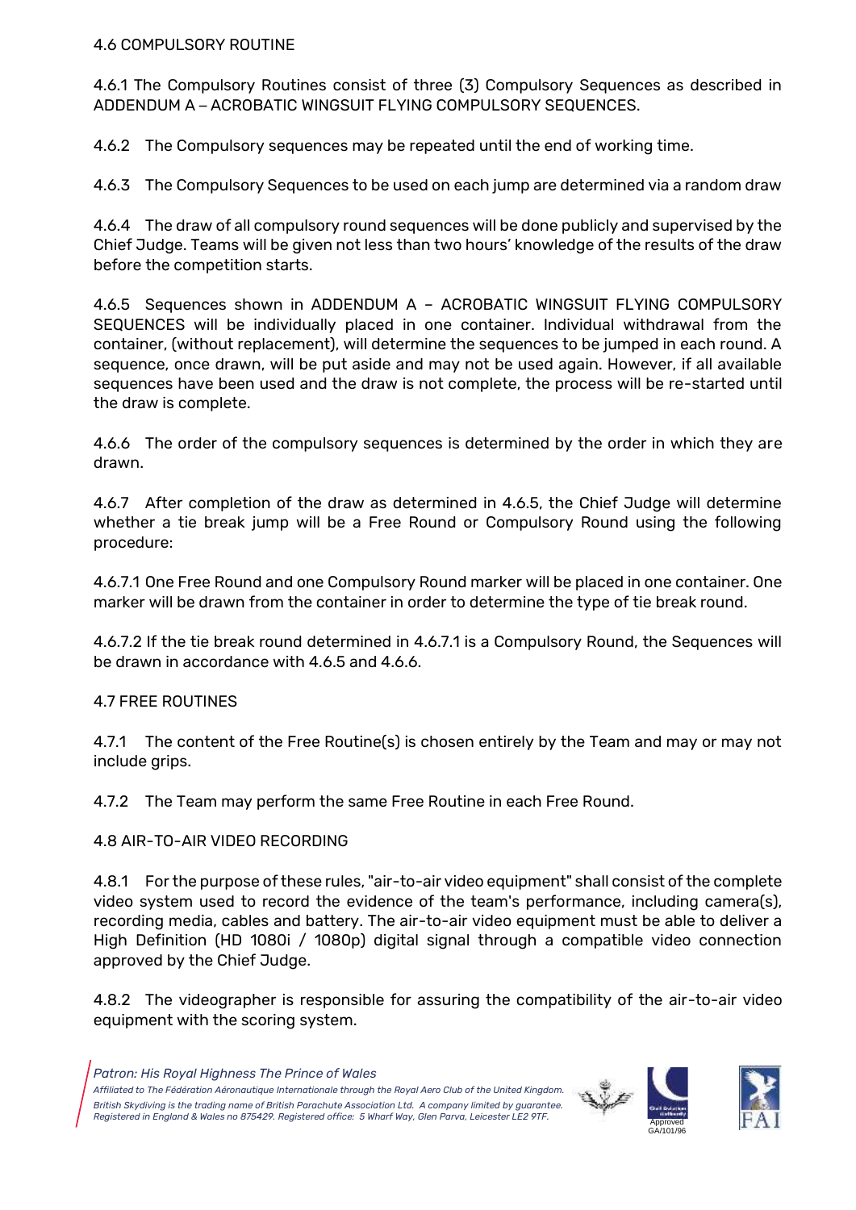## 4.6 COMPULSORY ROUTINE

4.6.1 The Compulsory Routines consist of three (3) Compulsory Sequences as described in ADDENDUM A – ACROBATIC WINGSUIT FLYING COMPULSORY SEQUENCES.

4.6.2 The Compulsory sequences may be repeated until the end of working time.

4.6.3 The Compulsory Sequences to be used on each jump are determined via a random draw

4.6.4 The draw of all compulsory round sequences will be done publicly and supervised by the Chief Judge. Teams will be given not less than two hours' knowledge of the results of the draw before the competition starts.

4.6.5 Sequences shown in ADDENDUM A – ACROBATIC WINGSUIT FLYING COMPULSORY SEQUENCES will be individually placed in one container. Individual withdrawal from the container, (without replacement), will determine the sequences to be jumped in each round. A sequence, once drawn, will be put aside and may not be used again. However, if all available sequences have been used and the draw is not complete, the process will be re-started until the draw is complete.

4.6.6 The order of the compulsory sequences is determined by the order in which they are drawn.

4.6.7 After completion of the draw as determined in 4.6.5, the Chief Judge will determine whether a tie break jump will be a Free Round or Compulsory Round using the following procedure:

4.6.7.1 One Free Round and one Compulsory Round marker will be placed in one container. One marker will be drawn from the container in order to determine the type of tie break round.

4.6.7.2 If the tie break round determined in 4.6.7.1 is a Compulsory Round, the Sequences will be drawn in accordance with 4.6.5 and 4.6.6.

## 4.7 FREE ROUTINES

4.7.1 The content of the Free Routine(s) is chosen entirely by the Team and may or may not include grips.

4.7.2 The Team may perform the same Free Routine in each Free Round.

## 4.8 AIR-TO-AIR VIDEO RECORDING

4.8.1 For the purpose of these rules, "air-to-air video equipment" shall consist of the complete video system used to record the evidence of the team's performance, including camera(s), recording media, cables and battery. The air-to-air video equipment must be able to deliver a High Definition (HD 1080i / 1080p) digital signal through a compatible video connection approved by the Chief Judge.

4.8.2 The videographer is responsible for assuring the compatibility of the air-to-air video equipment with the scoring system.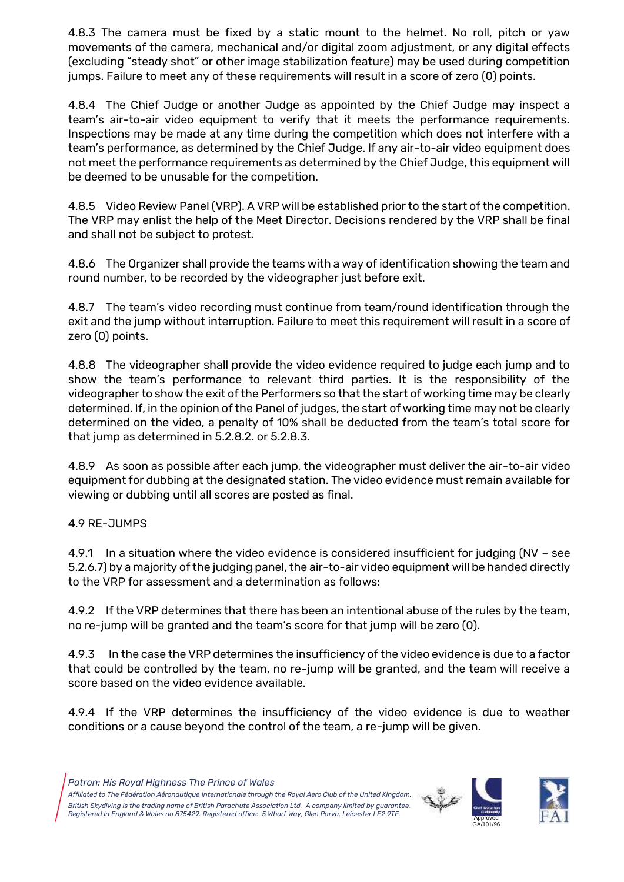4.8.3 The camera must be fixed by a static mount to the helmet. No roll, pitch or yaw movements of the camera, mechanical and/or digital zoom adjustment, or any digital effects (excluding "steady shot" or other image stabilization feature) may be used during competition jumps. Failure to meet any of these requirements will result in a score of zero (0) points.

4.8.4 The Chief Judge or another Judge as appointed by the Chief Judge may inspect a team's air-to-air video equipment to verify that it meets the performance requirements. Inspections may be made at any time during the competition which does not interfere with a team's performance, as determined by the Chief Judge. If any air-to-air video equipment does not meet the performance requirements as determined by the Chief Judge, this equipment will be deemed to be unusable for the competition.

4.8.5 Video Review Panel (VRP). A VRP will be established prior to the start of the competition. The VRP may enlist the help of the Meet Director. Decisions rendered by the VRP shall be final and shall not be subject to protest.

4.8.6 The Organizer shall provide the teams with a way of identification showing the team and round number, to be recorded by the videographer just before exit.

4.8.7 The team's video recording must continue from team/round identification through the exit and the jump without interruption. Failure to meet this requirement will result in a score of zero (0) points.

4.8.8 The videographer shall provide the video evidence required to judge each jump and to show the team's performance to relevant third parties. It is the responsibility of the videographer to show the exit of the Performers so that the start of working time may be clearly determined. If, in the opinion of the Panel of judges, the start of working time may not be clearly determined on the video, a penalty of 10% shall be deducted from the team's total score for that jump as determined in 5.2.8.2. or 5.2.8.3.

4.8.9 As soon as possible after each jump, the videographer must deliver the air-to-air video equipment for dubbing at the designated station. The video evidence must remain available for viewing or dubbing until all scores are posted as final.

4.9 RE-JUMPS

4.9.1 In a situation where the video evidence is considered insufficient for judging (NV – see 5.2.6.7) by a majority of the judging panel, the air-to-air video equipment will be handed directly to the VRP for assessment and a determination as follows:

4.9.2 If the VRP determines that there has been an intentional abuse of the rules by the team, no re-jump will be granted and the team's score for that jump will be zero (0).

4.9.3 In the case the VRP determines the insufficiency of the video evidence is due to a factor that could be controlled by the team, no re-jump will be granted, and the team will receive a score based on the video evidence available.

4.9.4 If the VRP determines the insufficiency of the video evidence is due to weather conditions or a cause beyond the control of the team, a re-jump will be given.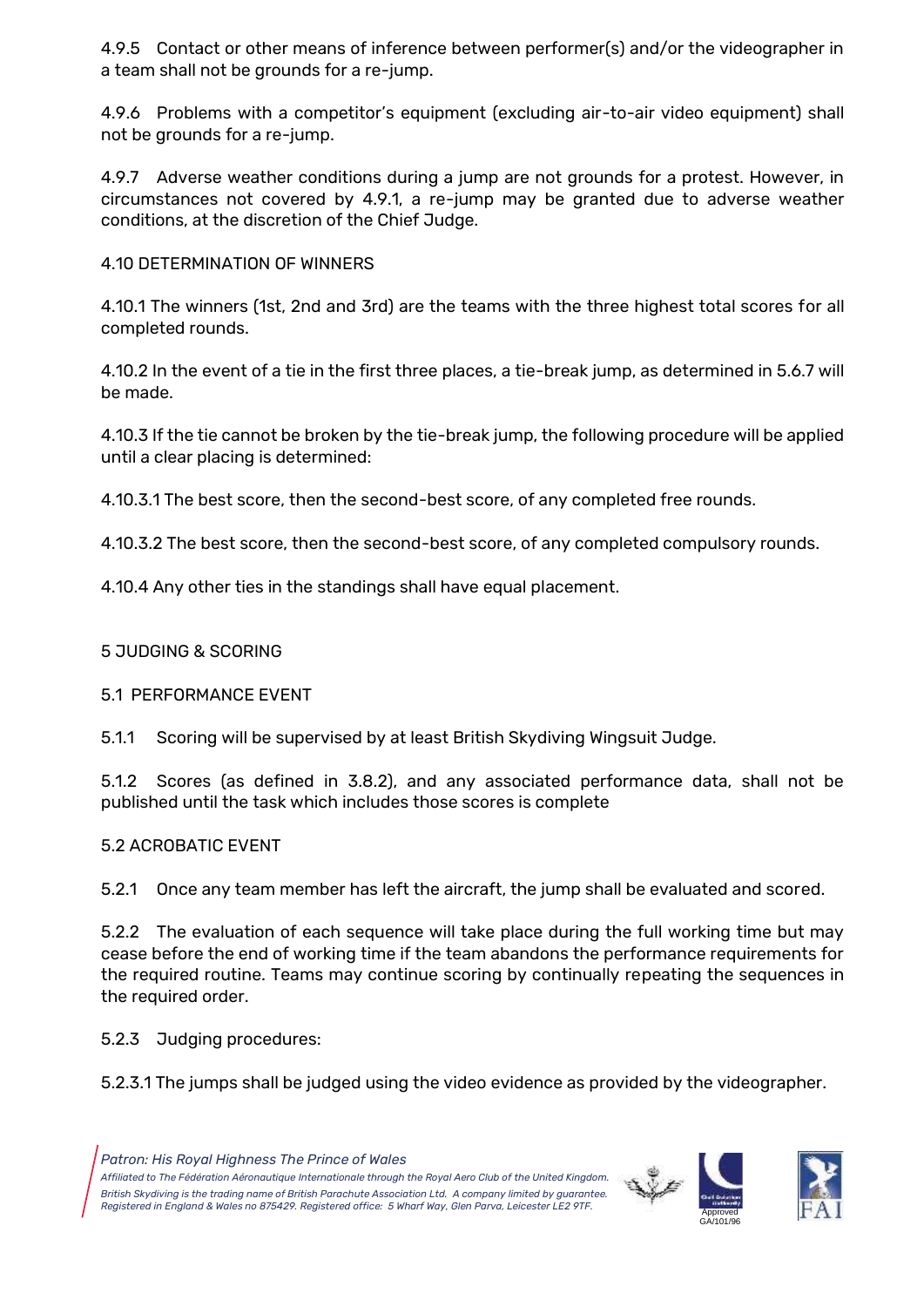4.9.5 Contact or other means of inference between performer(s) and/or the videographer in a team shall not be grounds for a re-jump.

4.9.6 Problems with a competitor's equipment (excluding air-to-air video equipment) shall not be grounds for a re-jump.

4.9.7 Adverse weather conditions during a jump are not grounds for a protest. However, in circumstances not covered by 4.9.1, a re-jump may be granted due to adverse weather conditions, at the discretion of the Chief Judge.

## 4.10 DETERMINATION OF WINNERS

4.10.1 The winners (1st, 2nd and 3rd) are the teams with the three highest total scores for all completed rounds.

4.10.2 In the event of a tie in the first three places, a tie-break jump, as determined in 5.6.7 will be made.

4.10.3 If the tie cannot be broken by the tie-break jump, the following procedure will be applied until a clear placing is determined:

4.10.3.1 The best score, then the second-best score, of any completed free rounds.

4.10.3.2 The best score, then the second-best score, of any completed compulsory rounds.

4.10.4 Any other ties in the standings shall have equal placement.

# 5 JUDGING & SCORING

## 5.1 PERFORMANCE EVENT

5.1.1 Scoring will be supervised by at least British Skydiving Wingsuit Judge.

5.1.2 Scores (as defined in 3.8.2), and any associated performance data, shall not be published until the task which includes those scores is complete

## 5.2 ACROBATIC EVENT

5.2.1 Once any team member has left the aircraft, the jump shall be evaluated and scored.

5.2.2 The evaluation of each sequence will take place during the full working time but may cease before the end of working time if the team abandons the performance requirements for the required routine. Teams may continue scoring by continually repeating the sequences in the required order.

5.2.3 Judging procedures:

5.2.3.1 The jumps shall be judged using the video evidence as provided by the videographer.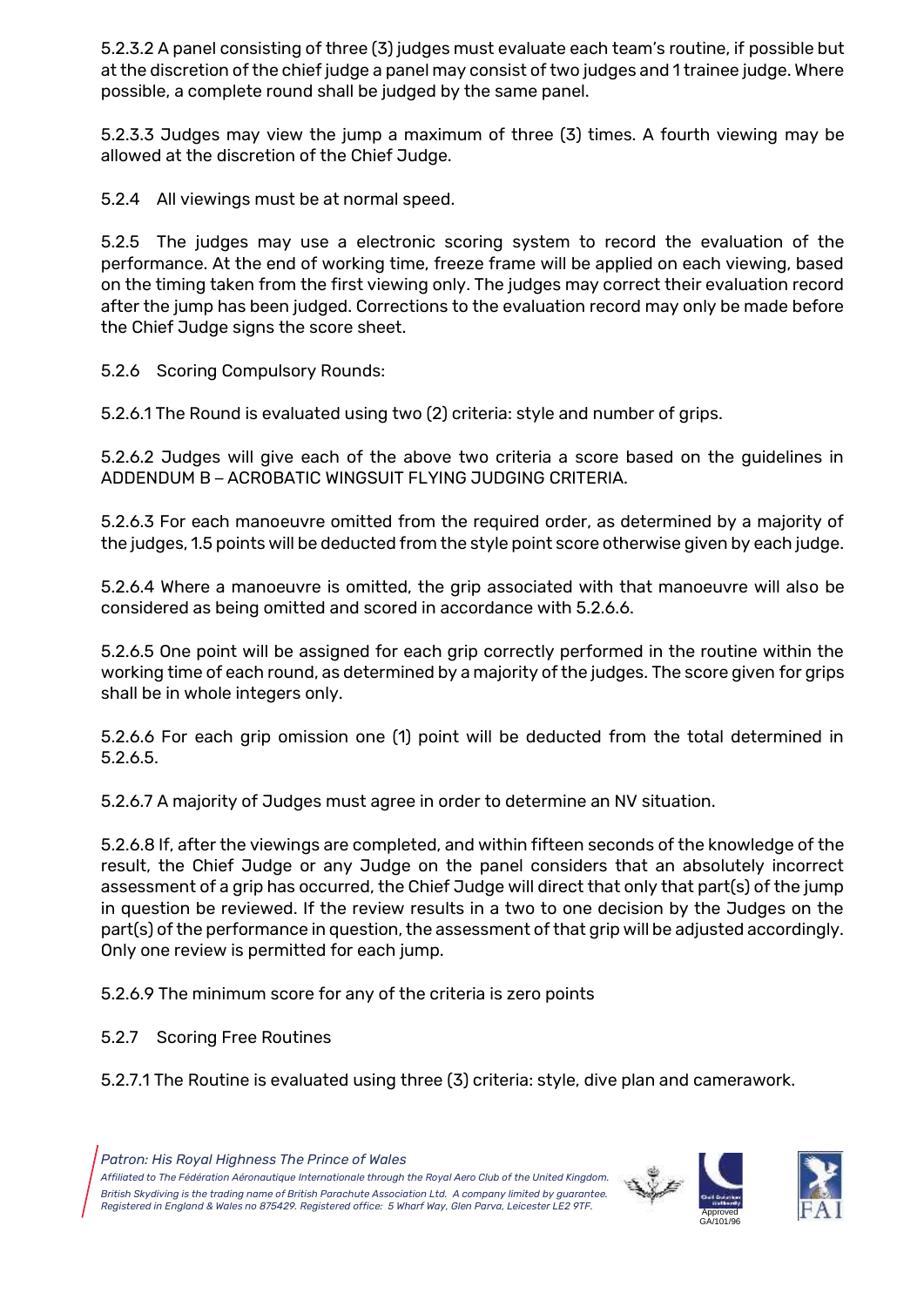5.2.3.2 A panel consisting of three (3) judges must evaluate each team's routine, if possible but at the discretion of the chief judge a panel may consist of two judges and 1 trainee judge. Where possible, a complete round shall be judged by the same panel.

5.2.3.3 Judges may view the jump a maximum of three (3) times. A fourth viewing may be allowed at the discretion of the Chief Judge.

5.2.4 All viewings must be at normal speed.

5.2.5 The judges may use a electronic scoring system to record the evaluation of the performance. At the end of working time, freeze frame will be applied on each viewing, based on the timing taken from the first viewing only. The judges may correct their evaluation record after the jump has been judged. Corrections to the evaluation record may only be made before the Chief Judge signs the score sheet.

5.2.6 Scoring Compulsory Rounds:

5.2.6.1 The Round is evaluated using two (2) criteria: style and number of grips.

5.2.6.2 Judges will give each of the above two criteria a score based on the guidelines in ADDENDUM B – ACROBATIC WINGSUIT FLYING JUDGING CRITERIA.

5.2.6.3 For each manoeuvre omitted from the required order, as determined by a majority of the judges, 1.5 points will be deducted from the style point score otherwise given by each judge.

5.2.6.4 Where a manoeuvre is omitted, the grip associated with that manoeuvre will also be considered as being omitted and scored in accordance with 5.2.6.6.

5.2.6.5 One point will be assigned for each grip correctly performed in the routine within the working time of each round, as determined by a majority of the judges. The score given for grips shall be in whole integers only.

5.2.6.6 For each grip omission one (1) point will be deducted from the total determined in 5.2.6.5.

5.2.6.7 A majority of Judges must agree in order to determine an NV situation.

5.2.6.8 If, after the viewings are completed, and within fifteen seconds of the knowledge of the result, the Chief Judge or any Judge on the panel considers that an absolutely incorrect assessment of a grip has occurred, the Chief Judge will direct that only that part(s) of the jump in question be reviewed. If the review results in a two to one decision by the Judges on the part(s) of the performance in question, the assessment of that grip will be adjusted accordingly. Only one review is permitted for each jump.

5.2.6.9 The minimum score for any of the criteria is zero points

5.2.7 Scoring Free Routines

5.2.7.1 The Routine is evaluated using three (3) criteria: style, dive plan and camerawork.

*Patron: His Royal Highness The Prince of Wales*

*Affiliated to The Fédération Aéronautique Internationale through the Royal Aero Club of the United Kingdom. A company limited by guarantee.*
*British Skydiving is the trading name of British Parachute Association Ltd. A company limited by guarantee.*
*Registered in England & Wales no 875429. Registered office: 5 Wharf Way, Glen Parva, Leicester LE2 9TF.*

Approved GA/101/96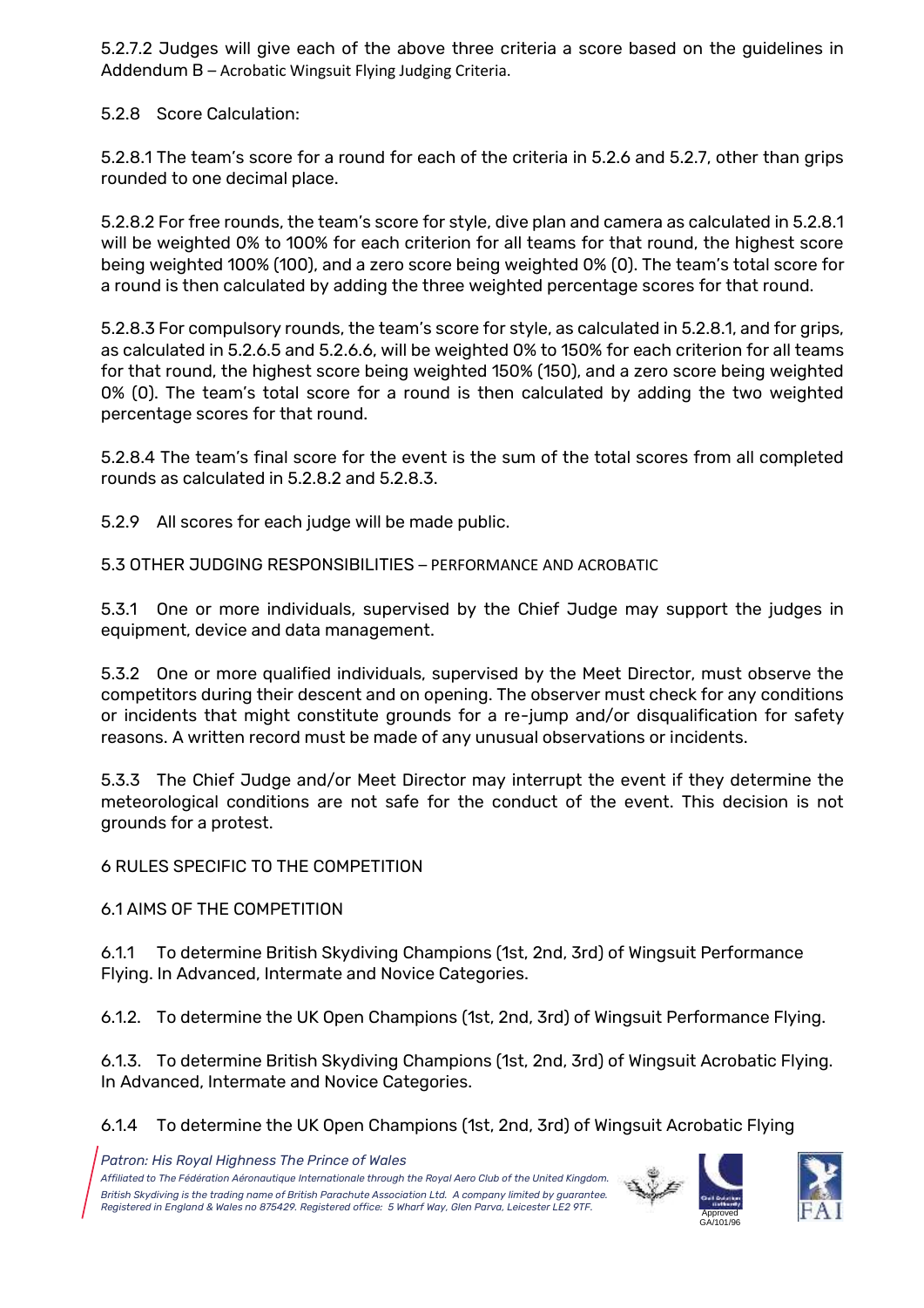5.2.7.2 Judges will give each of the above three criteria a score based on the guidelines in Addendum B – Acrobatic Wingsuit Flying Judging Criteria.

5.2.8 Score Calculation:

5.2.8.1 The team's score for a round for each of the criteria in 5.2.6 and 5.2.7, other than grips rounded to one decimal place.

5.2.8.2 For free rounds, the team's score for style, dive plan and camera as calculated in 5.2.8.1 will be weighted 0% to 100% for each criterion for all teams for that round, the highest score being weighted 100% (100), and a zero score being weighted 0% (0). The team's total score for a round is then calculated by adding the three weighted percentage scores for that round.

5.2.8.3 For compulsory rounds, the team's score for style, as calculated in 5.2.8.1, and for grips, as calculated in 5.2.6.5 and 5.2.6.6, will be weighted 0% to 150% for each criterion for all teams for that round, the highest score being weighted 150% (150), and a zero score being weighted 0% (0). The team's total score for a round is then calculated by adding the two weighted percentage scores for that round.

5.2.8.4 The team's final score for the event is the sum of the total scores from all completed rounds as calculated in 5.2.8.2 and 5.2.8.3.

5.2.9 All scores for each judge will be made public.

## 5.3 OTHER JUDGING RESPONSIBILITIES – PERFORMANCE AND ACROBATIC

5.3.1 One or more individuals, supervised by the Chief Judge may support the judges in equipment, device and data management.

5.3.2 One or more qualified individuals, supervised by the Meet Director, must observe the competitors during their descent and on opening. The observer must check for any conditions or incidents that might constitute grounds for a re-jump and/or disqualification for safety reasons. A written record must be made of any unusual observations or incidents.

5.3.3 The Chief Judge and/or Meet Director may interrupt the event if they determine the meteorological conditions are not safe for the conduct of the event. This decision is not grounds for a protest.

# 6 RULES SPECIFIC TO THE COMPETITION

## 6.1 AIMS OF THE COMPETITION

6.1.1 To determine British Skydiving Champions (1st, 2nd, 3rd) of Wingsuit Performance Flying. In Advanced, Intermate and Novice Categories.

6.1.2. To determine the UK Open Champions (1st, 2nd, 3rd) of Wingsuit Performance Flying.

6.1.3. To determine British Skydiving Champions (1st, 2nd, 3rd) of Wingsuit Acrobatic Flying. In Advanced, Intermate and Novice Categories.

6.1.4 To determine the UK Open Champions (1st, 2nd, 3rd) of Wingsuit Acrobatic Flying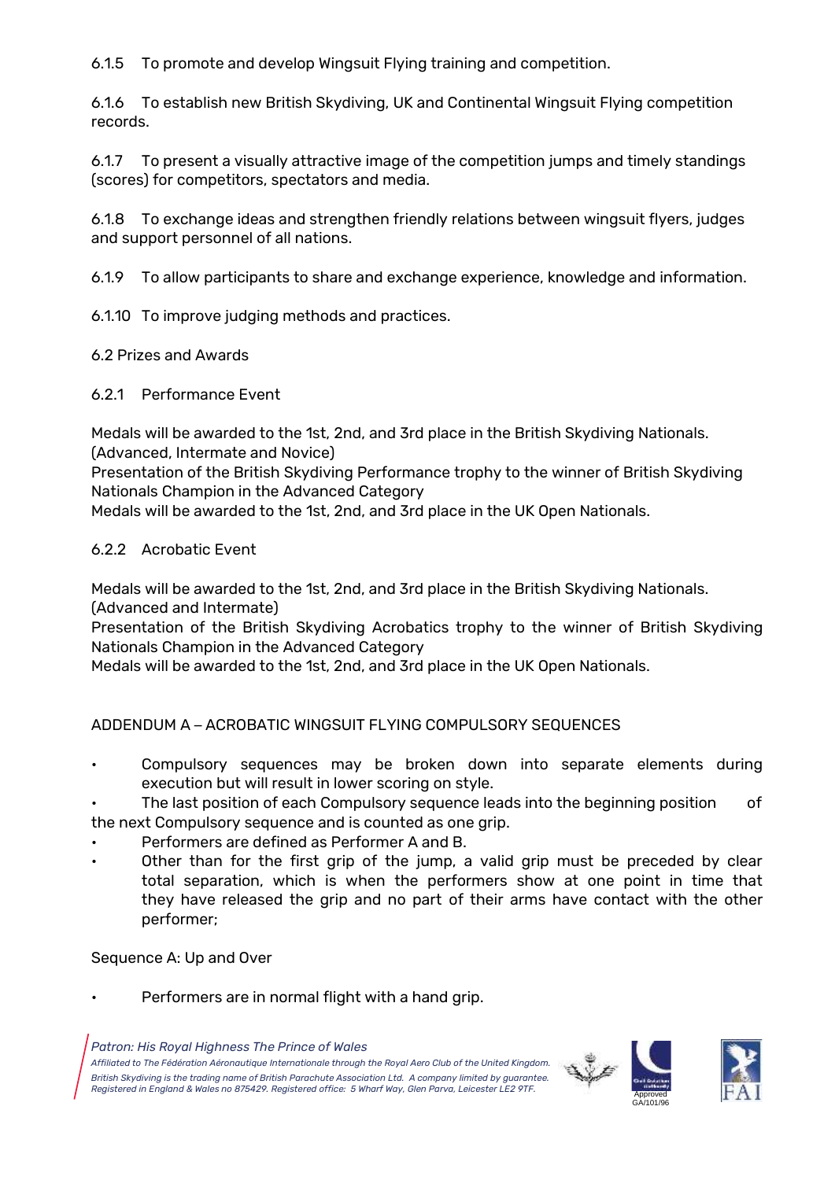6.1.5 To promote and develop Wingsuit Flying training and competition.

6.1.6 To establish new British Skydiving, UK and Continental Wingsuit Flying competition records.

6.1.7 To present a visually attractive image of the competition jumps and timely standings (scores) for competitors, spectators and media.

6.1.8 To exchange ideas and strengthen friendly relations between wingsuit flyers, judges and support personnel of all nations.

6.1.9 To allow participants to share and exchange experience, knowledge and information.

6.1.10 To improve judging methods and practices.

6.2 Prizes and Awards

6.2.1 Performance Event

Medals will be awarded to the 1st, 2nd, and 3rd place in the British Skydiving Nationals. (Advanced, Intermate and Novice)
Presentation of the British Skydiving Performance trophy to the winner of British Skydiving Nationals Champion in the Advanced Category
Medals will be awarded to the 1st, 2nd, and 3rd place in the UK Open Nationals.

6.2.2 Acrobatic Event

Medals will be awarded to the 1st, 2nd, and 3rd place in the British Skydiving Nationals. (Advanced and Intermate)
Presentation of the British Skydiving Acrobatics trophy to the winner of British Skydiving Nationals Champion in the Advanced Category
Medals will be awarded to the 1st, 2nd, and 3rd place in the UK Open Nationals.

## ADDENDUM A – ACROBATIC WINGSUIT FLYING COMPULSORY SEQUENCES

- Compulsory sequences may be broken down into separate elements during execution but will result in lower scoring on style.
- The last position of each Compulsory sequence leads into the beginning position of the next Compulsory sequence and is counted as one grip.
- Performers are defined as Performer A and B.
- Other than for the first grip of the jump, a valid grip must be preceded by clear total separation, which is when the performers show at one point in time that they have released the grip and no part of their arms have contact with the other performer;

Sequence A: Up and Over

- Performers are in normal flight with a hand grip.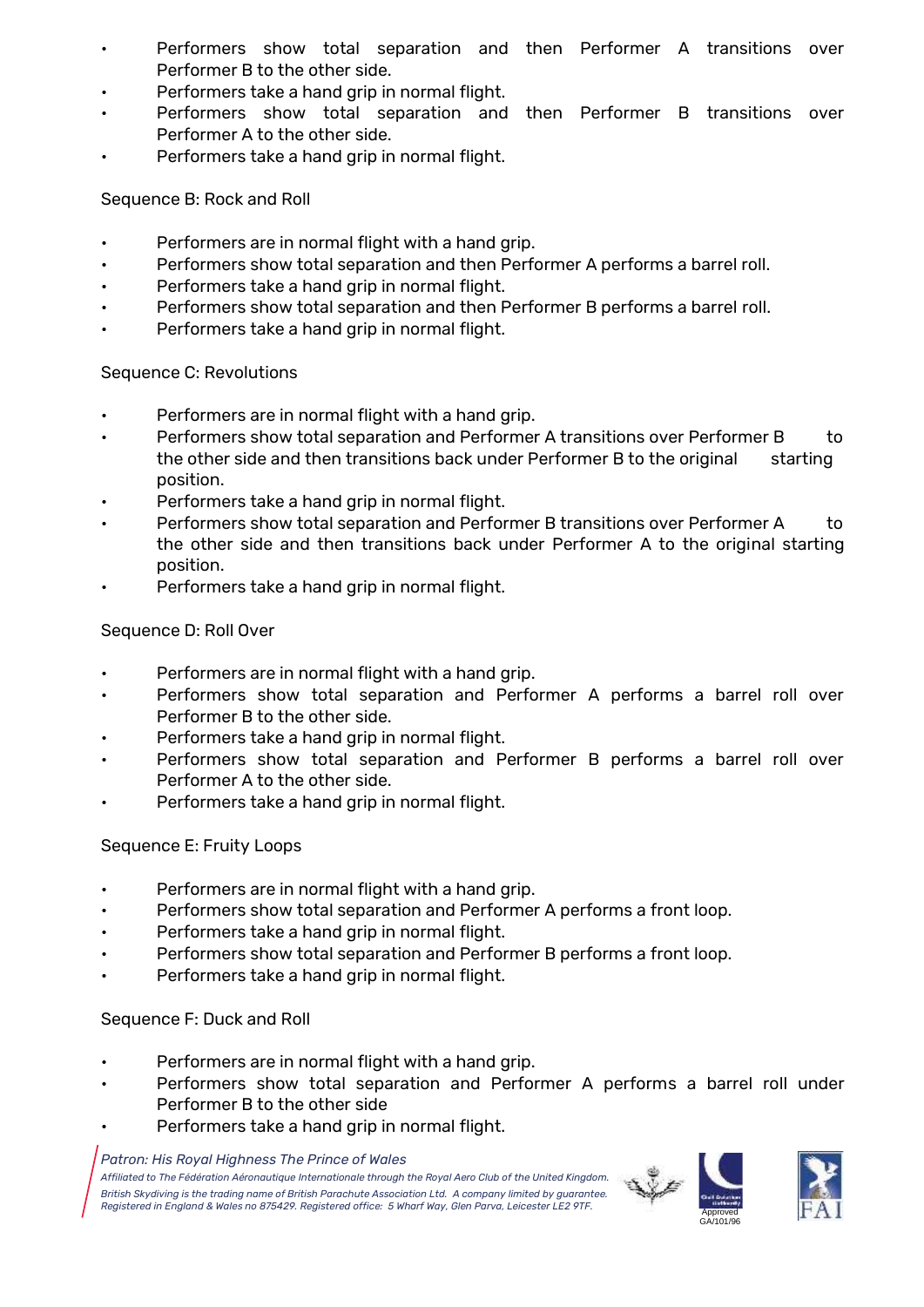- Performers show total separation and then Performer A transitions over Performer B to the other side.
- Performers take a hand grip in normal flight.
- Performers show total separation and then Performer B transitions over Performer A to the other side.
- Performers take a hand grip in normal flight.

Sequence B: Rock and Roll

- Performers are in normal flight with a hand grip.
- Performers show total separation and then Performer A performs a barrel roll.
- Performers take a hand grip in normal flight.
- Performers show total separation and then Performer B performs a barrel roll.
- Performers take a hand grip in normal flight.

Sequence C: Revolutions

- Performers are in normal flight with a hand grip.
- Performers show total separation and Performer A transitions over Performer B to the other side and then transitions back under Performer B to the original starting position.
- Performers take a hand grip in normal flight.
- Performers show total separation and Performer B transitions over Performer A to the other side and then transitions back under Performer A to the original starting position.
- Performers take a hand grip in normal flight.

Sequence D: Roll Over

- Performers are in normal flight with a hand grip.
- Performers show total separation and Performer A performs a barrel roll over Performer B to the other side.
- Performers take a hand grip in normal flight.
- Performers show total separation and Performer B performs a barrel roll over Performer A to the other side.
- Performers take a hand grip in normal flight.

Sequence E: Fruity Loops

- Performers are in normal flight with a hand grip.
- Performers show total separation and Performer A performs a front loop.
- Performers take a hand grip in normal flight.
- Performers show total separation and Performer B performs a front loop.
- Performers take a hand grip in normal flight.

Sequence F: Duck and Roll

- Performers are in normal flight with a hand grip.
- Performers show total separation and Performer A performs a barrel roll under Performer B to the other side
- Performers take a hand grip in normal flight.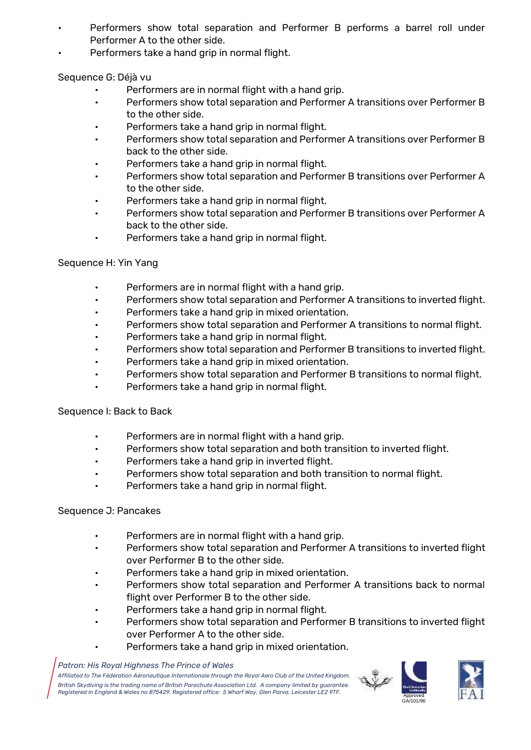- Performers show total separation and Performer B performs a barrel roll under Performer A to the other side.
- Performers take a hand grip in normal flight.

Sequence G: Déjà vu

- Performers are in normal flight with a hand grip.
- Performers show total separation and Performer A transitions over Performer B to the other side.
- Performers take a hand grip in normal flight.
- Performers show total separation and Performer A transitions over Performer B back to the other side.
- Performers take a hand grip in normal flight.
- Performers show total separation and Performer B transitions over Performer A to the other side.
- Performers take a hand grip in normal flight.
- Performers show total separation and Performer B transitions over Performer A back to the other side.
- Performers take a hand grip in normal flight.

Sequence H: Yin Yang

- Performers are in normal flight with a hand grip.
- Performers show total separation and Performer A transitions to inverted flight.
- Performers take a hand grip in mixed orientation.
- Performers show total separation and Performer A transitions to normal flight.
- Performers take a hand grip in normal flight.
- Performers show total separation and Performer B transitions to inverted flight.
- Performers take a hand grip in mixed orientation.
- Performers show total separation and Performer B transitions to normal flight.
- Performers take a hand grip in normal flight.

Sequence I: Back to Back

- Performers are in normal flight with a hand grip.
- Performers show total separation and both transition to inverted flight.
- Performers take a hand grip in inverted flight.
- Performers show total separation and both transition to normal flight.
- Performers take a hand grip in normal flight.

Sequence J: Pancakes

- Performers are in normal flight with a hand grip.
- Performers show total separation and Performer A transitions to inverted flight over Performer B to the other side.
- Performers take a hand grip in mixed orientation.
- Performers show total separation and Performer A transitions back to normal flight over Performer B to the other side.
- Performers take a hand grip in normal flight.
- Performers show total separation and Performer B transitions to inverted flight over Performer A to the other side.
- Performers take a hand grip in mixed orientation.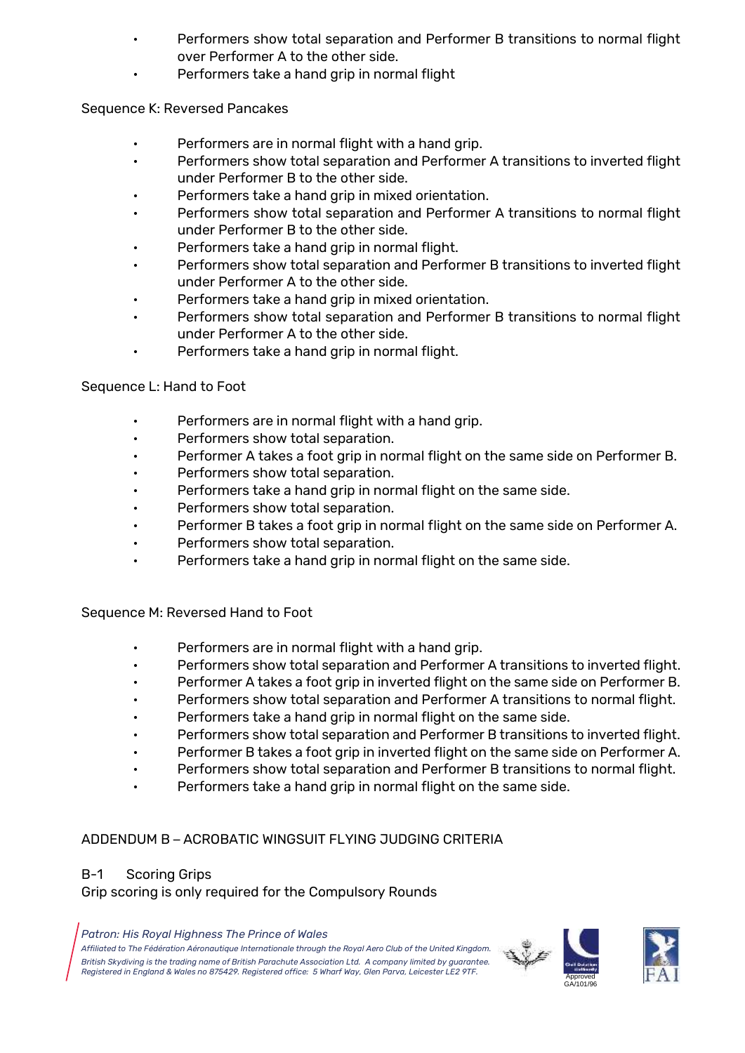- Performers show total separation and Performer B transitions to normal flight over Performer A to the other side.
- Performers take a hand grip in normal flight

Sequence K: Reversed Pancakes

- Performers are in normal flight with a hand grip.
- Performers show total separation and Performer A transitions to inverted flight under Performer B to the other side.
- Performers take a hand grip in mixed orientation.
- Performers show total separation and Performer A transitions to normal flight under Performer B to the other side.
- Performers take a hand grip in normal flight.
- Performers show total separation and Performer B transitions to inverted flight under Performer A to the other side.
- Performers take a hand grip in mixed orientation.
- Performers show total separation and Performer B transitions to normal flight under Performer A to the other side.
- Performers take a hand grip in normal flight.

Sequence L: Hand to Foot

- Performers are in normal flight with a hand grip.
- Performers show total separation.
- Performer A takes a foot grip in normal flight on the same side on Performer B.
- Performers show total separation.
- Performers take a hand grip in normal flight on the same side.
- Performers show total separation.
- Performer B takes a foot grip in normal flight on the same side on Performer A.
- Performers show total separation.
- Performers take a hand grip in normal flight on the same side.

Sequence M: Reversed Hand to Foot

- Performers are in normal flight with a hand grip.
- Performers show total separation and Performer A transitions to inverted flight.
- Performer A takes a foot grip in inverted flight on the same side on Performer B.
- Performers show total separation and Performer A transitions to normal flight.
- Performers take a hand grip in normal flight on the same side.
- Performers show total separation and Performer B transitions to inverted flight.
- Performer B takes a foot grip in inverted flight on the same side on Performer A.
- Performers show total separation and Performer B transitions to normal flight.
- Performers take a hand grip in normal flight on the same side.

## ADDENDUM B – ACROBATIC WINGSUIT FLYING JUDGING CRITERIA

### B-1 Scoring Grips

Grip scoring is only required for the Compulsory Rounds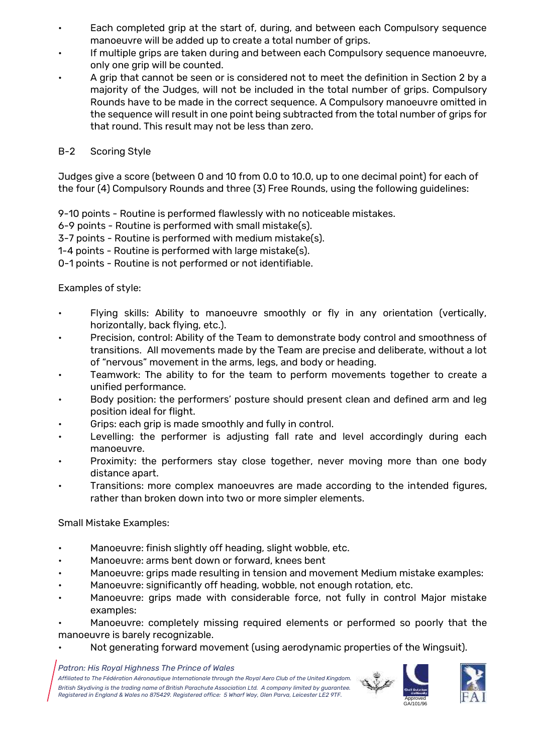- Each completed grip at the start of, during, and between each Compulsory sequence manoeuvre will be added up to create a total number of grips.
- If multiple grips are taken during and between each Compulsory sequence manoeuvre, only one grip will be counted.
- A grip that cannot be seen or is considered not to meet the definition in Section 2 by a majority of the Judges, will not be included in the total number of grips. Compulsory Rounds have to be made in the correct sequence. A Compulsory manoeuvre omitted in the sequence will result in one point being subtracted from the total number of grips for that round. This result may not be less than zero.

B-2 Scoring Style

Judges give a score (between 0 and 10 from 0.0 to 10.0, up to one decimal point) for each of the four (4) Compulsory Rounds and three (3) Free Rounds, using the following guidelines:

9-10 points - Routine is performed flawlessly with no noticeable mistakes.
6-9 points - Routine is performed with small mistake(s).
3-7 points - Routine is performed with medium mistake(s).
1-4 points - Routine is performed with large mistake(s).
0-1 points - Routine is not performed or not identifiable.

Examples of style:

- Flying skills: Ability to manoeuvre smoothly or fly in any orientation (vertically, horizontally, back flying, etc.).
- Precision, control: Ability of the Team to demonstrate body control and smoothness of transitions. All movements made by the Team are precise and deliberate, without a lot of "nervous" movement in the arms, legs, and body or heading.
- Teamwork: The ability to for the team to perform movements together to create a unified performance.
- Body position: the performers' posture should present clean and defined arm and leg position ideal for flight.
- Grips: each grip is made smoothly and fully in control.
- Levelling: the performer is adjusting fall rate and level accordingly during each manoeuvre.
- Proximity: the performers stay close together, never moving more than one body distance apart.
- Transitions: more complex manoeuvres are made according to the intended figures, rather than broken down into two or more simpler elements.

Small Mistake Examples:

- Manoeuvre: finish slightly off heading, slight wobble, etc.
- Manoeuvre: arms bent down or forward, knees bent
- Manoeuvre: grips made resulting in tension and movement Medium mistake examples:
- Manoeuvre: significantly off heading, wobble, not enough rotation, etc.
- Manoeuvre: grips made with considerable force, not fully in control Major mistake examples:
- Manoeuvre: completely missing required elements or performed so poorly that the manoeuvre is barely recognizable.
- Not generating forward movement (using aerodynamic properties of the Wingsuit).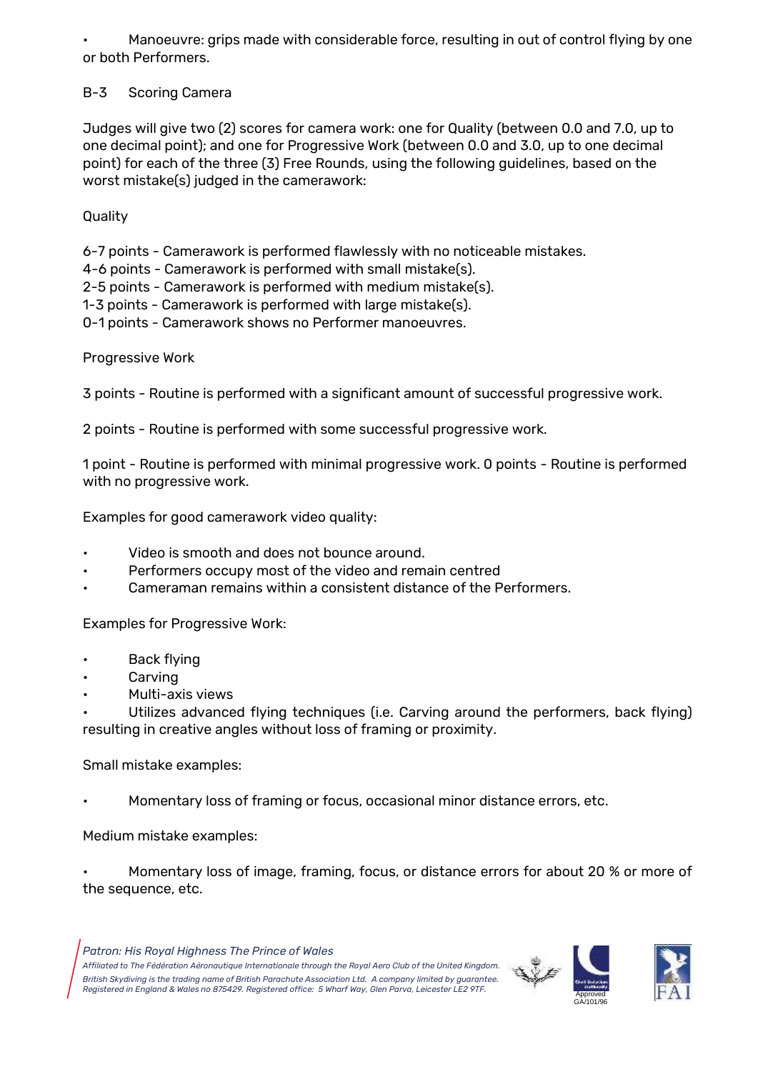- Manoeuvre: grips made with considerable force, resulting in out of control flying by one or both Performers.

B-3 Scoring Camera

Judges will give two (2) scores for camera work: one for Quality (between 0.0 and 7.0, up to one decimal point); and one for Progressive Work (between 0.0 and 3.0, up to one decimal point) for each of the three (3) Free Rounds, using the following guidelines, based on the worst mistake(s) judged in the camerawork:

Quality

6-7 points - Camerawork is performed flawlessly with no noticeable mistakes.
4-6 points - Camerawork is performed with small mistake(s).
2-5 points - Camerawork is performed with medium mistake(s).
1-3 points - Camerawork is performed with large mistake(s).
0-1 points - Camerawork shows no Performer manoeuvres.

Progressive Work

3 points - Routine is performed with a significant amount of successful progressive work.

2 points - Routine is performed with some successful progressive work.

1 point - Routine is performed with minimal progressive work. 0 points - Routine is performed with no progressive work.

Examples for good camerawork video quality:

- Video is smooth and does not bounce around.
- Performers occupy most of the video and remain centred
- Cameraman remains within a consistent distance of the Performers.

Examples for Progressive Work:

- Back flying
- Carving
- Multi-axis views
- Utilizes advanced flying techniques (i.e. Carving around the performers, back flying) resulting in creative angles without loss of framing or proximity.

Small mistake examples:

- Momentary loss of framing or focus, occasional minor distance errors, etc.

Medium mistake examples:

- Momentary loss of image, framing, focus, or distance errors for about 20 % or more of the sequence, etc.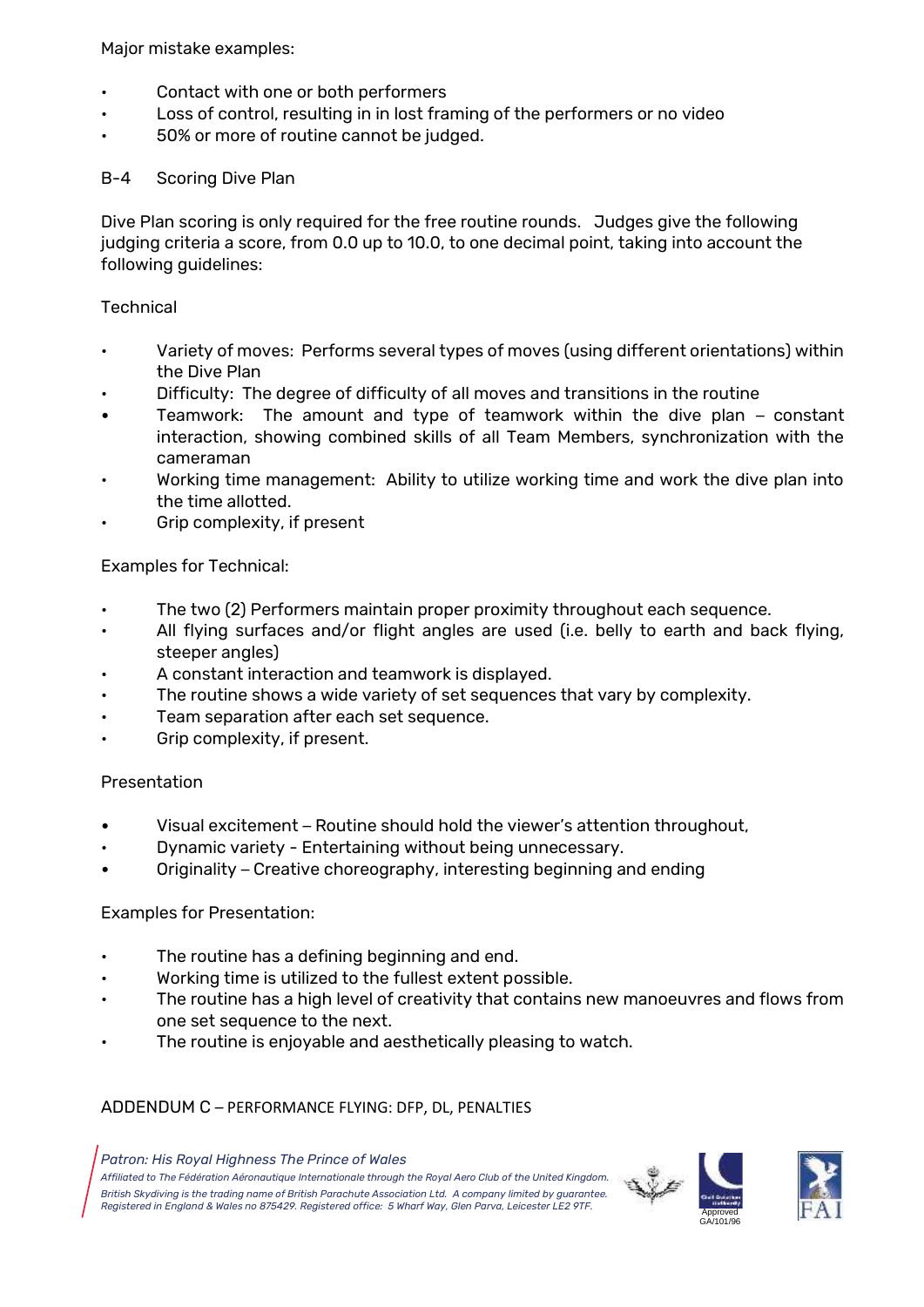Major mistake examples:

- Contact with one or both performers
- Loss of control, resulting in in lost framing of the performers or no video
- 50% or more of routine cannot be judged.

B-4 Scoring Dive Plan

Dive Plan scoring is only required for the free routine rounds. Judges give the following judging criteria a score, from 0.0 up to 10.0, to one decimal point, taking into account the following guidelines:

Technical

- Variety of moves: Performs several types of moves (using different orientations) within the Dive Plan
- Difficulty: The degree of difficulty of all moves and transitions in the routine
- Teamwork: The amount and type of teamwork within the dive plan – constant interaction, showing combined skills of all Team Members, synchronization with the cameraman
- Working time management: Ability to utilize working time and work the dive plan into the time allotted.
- Grip complexity, if present

Examples for Technical:

- The two (2) Performers maintain proper proximity throughout each sequence.
- All flying surfaces and/or flight angles are used (i.e. belly to earth and back flying, steeper angles)
- A constant interaction and teamwork is displayed.
- The routine shows a wide variety of set sequences that vary by complexity.
- Team separation after each set sequence.
- Grip complexity, if present.

Presentation

- Visual excitement – Routine should hold the viewer's attention throughout,
- Dynamic variety - Entertaining without being unnecessary.
- Originality – Creative choreography, interesting beginning and ending

Examples for Presentation:

- The routine has a defining beginning and end.
- Working time is utilized to the fullest extent possible.
- The routine has a high level of creativity that contains new manoeuvres and flows from one set sequence to the next.
- The routine is enjoyable and aesthetically pleasing to watch.

ADDENDUM C – PERFORMANCE FLYING: DFP, DL, PENALTIES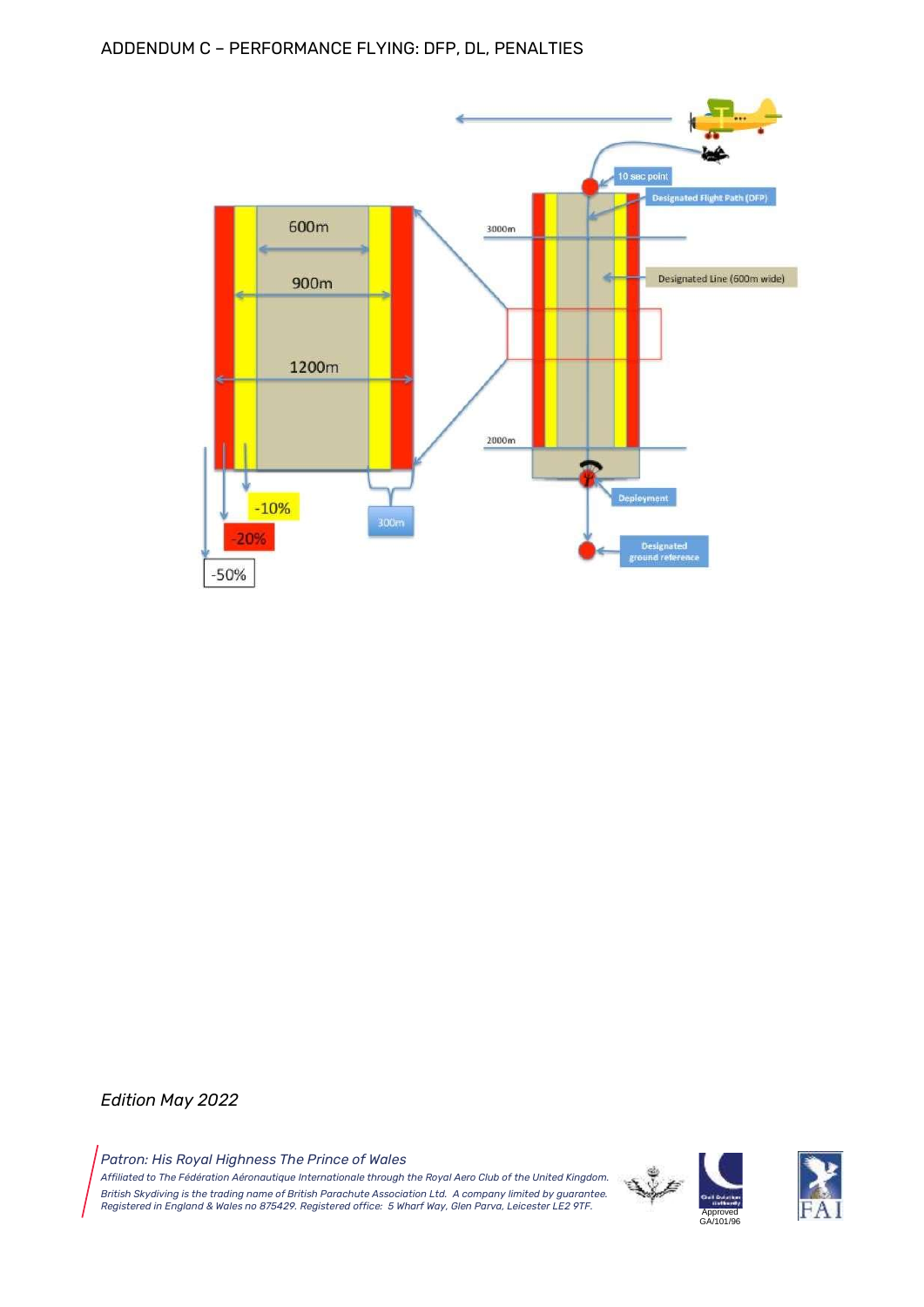ADDENDUM C – PERFORMANCE FLYING: DFP, DL, PENALTIES

600m

900m

1200m

-10%

-20%

-50%

300m

10 sec point

Designated Flight Path (DFP)

3000m

Designated Line (600m wide)

2000m

Deployment

Designated ground reference

*Edition May 2022*